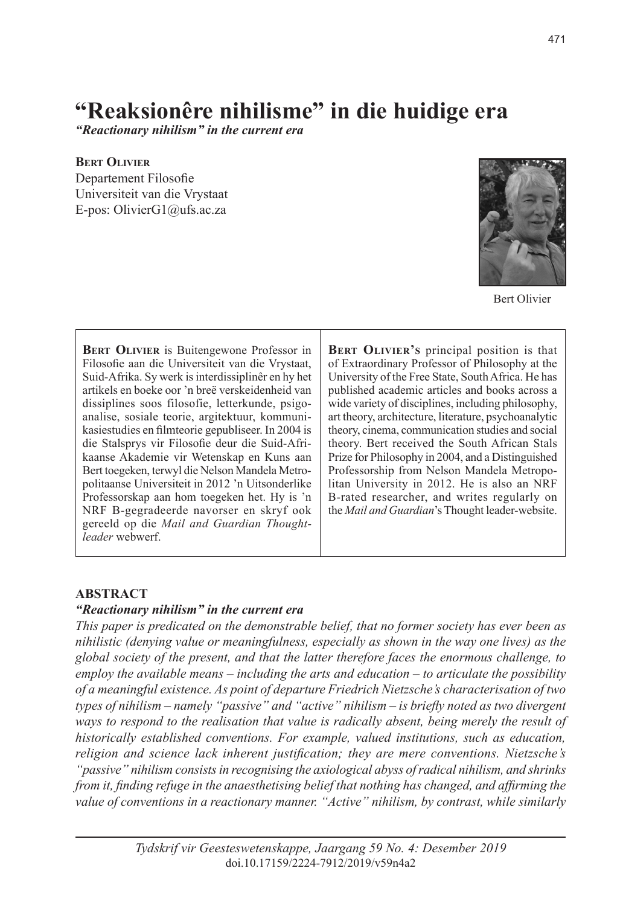# "Reaksionêre nihilisme" in die huidige era

*"Reactionary nihilism" in the current era*

**Bert Olivier**
Departement Filosofie
Universiteit van die Vrystaat
E-pos: OlivierG1@ufs.ac.za

Bert Olivier

**Bert Olivier** is Buitengewone Professor in Filosofie aan die Universiteit van die Vrystaat, Suid-Afrika. Sy werk is interdissiplinêr en hy het artikels en boeke oor 'n breë verskeidenheid van dissiplines soos filosofie, letterkunde, psigoanalise, sosiale teorie, argitektuur, kommunikasiestudies en filmteorie gepubliseer. In 2004 is die Stalsprys vir Filosofie deur die Suid-Afrikaanse Akademie vir Wetenskap en Kuns aan Bert toegeken, terwyl die Nelson Mandela Metropolitaanse Universiteit in 2012 'n Uitsonderlike Professorskap aan hom toegeken het. Hy is 'n NRF B-gegradeerde navorser en skryf ook gereeld op die *Mail and Guardian Thoughtleader* webwerf.

**Bert Olivier's** principal position is that of Extraordinary Professor of Philosophy at the University of the Free State, South Africa. He has published academic articles and books across a wide variety of disciplines, including philosophy, art theory, architecture, literature, psychoanalytic theory, cinema, communication studies and social theory. Bert received the South African Stals Prize for Philosophy in 2004, and a Distinguished Professorship from Nelson Mandela Metropolitan University in 2012. He is also an NRF B-rated researcher, and writes regularly on the *Mail and Guardian*'s Thought leader-website.

## ABSTRACT

***"Reactionary nihilism" in the current era***

*This paper is predicated on the demonstrable belief, that no former society has ever been as nihilistic (denying value or meaningfulness, especially as shown in the way one lives) as the global society of the present, and that the latter therefore faces the enormous challenge, to employ the available means – including the arts and education – to articulate the possibility of a meaningful existence. As point of departure Friedrich Nietzsche's characterisation of two types of nihilism – namely "passive" and "active" nihilism – is briefly noted as two divergent ways to respond to the realisation that value is radically absent, being merely the result of historically established conventions. For example, valued institutions, such as education, religion and science lack inherent justification; they are mere conventions. Nietzsche's "passive" nihilism consists in recognising the axiological abyss of radical nihilism, and shrinks from it, finding refuge in the anaesthetising belief that nothing has changed, and affirming the value of conventions in a reactionary manner. "Active" nihilism, by contrast, while similarly*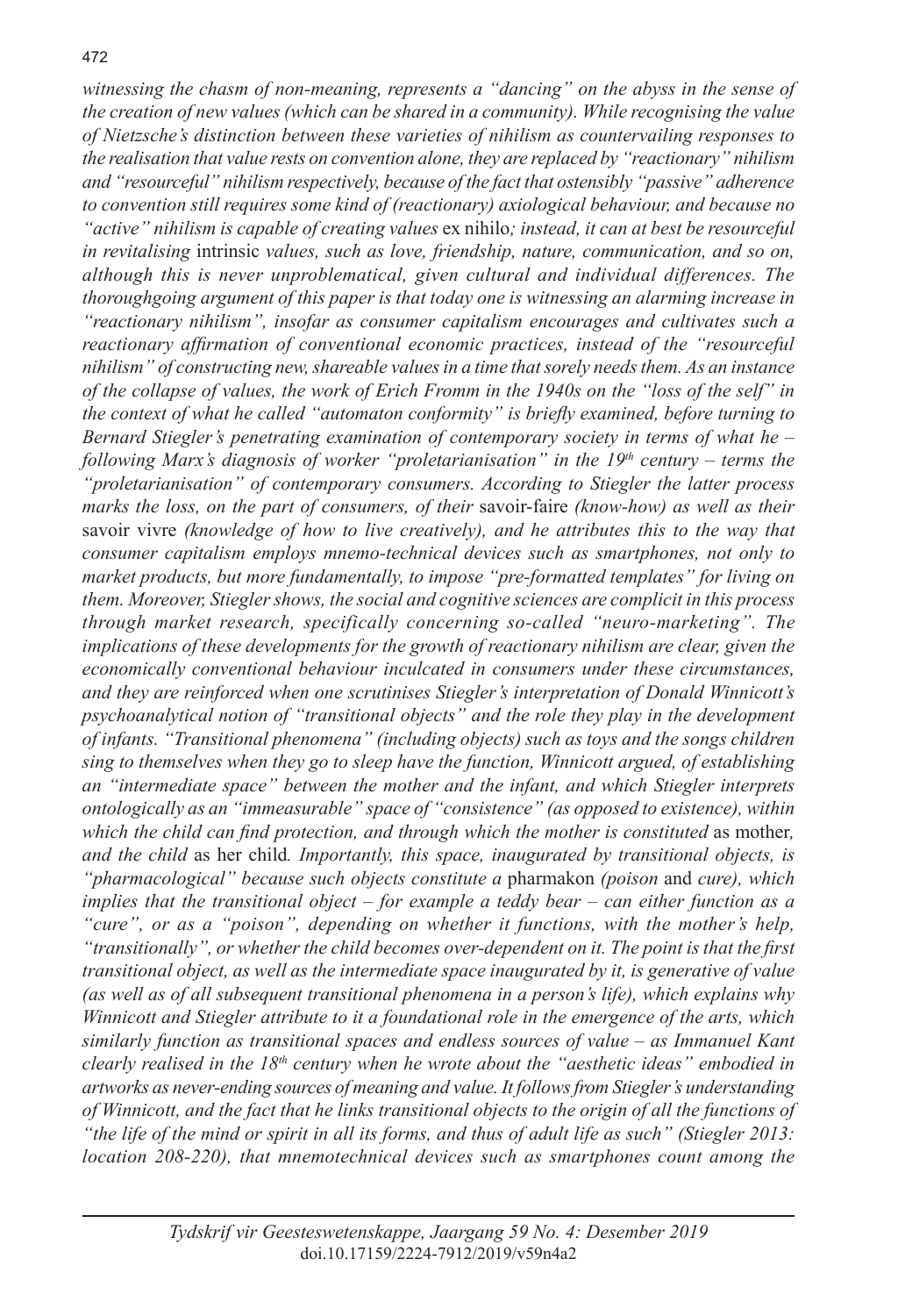*witnessing the chasm of non-meaning, represents a "dancing" on the abyss in the sense of the creation of new values (which can be shared in a community). While recognising the value of Nietzsche's distinction between these varieties of nihilism as countervailing responses to the realisation that value rests on convention alone, they are replaced by "reactionary" nihilism and "resourceful" nihilism respectively, because of the fact that ostensibly "passive" adherence to convention still requires some kind of (reactionary) axiological behaviour, and because no "active" nihilism is capable of creating values* ex nihilo*; instead, it can at best be resourceful in revitalising* intrinsic *values, such as love, friendship, nature, communication, and so on, although this is never unproblematical, given cultural and individual differences. The thoroughgoing argument of this paper is that today one is witnessing an alarming increase in "reactionary nihilism", insofar as consumer capitalism encourages and cultivates such a reactionary affirmation of conventional economic practices, instead of the "resourceful nihilism" of constructing new, shareable values in a time that sorely needs them. As an instance of the collapse of values, the work of Erich Fromm in the 1940s on the "loss of the self" in the context of what he called "automaton conformity" is briefly examined, before turning to Bernard Stiegler's penetrating examination of contemporary society in terms of what he – following Marx's diagnosis of worker "proletarianisation" in the 19th century – terms the "proletarianisation" of contemporary consumers. According to Stiegler the latter process marks the loss, on the part of consumers, of their* savoir-faire *(know-how) as well as their* savoir vivre *(knowledge of how to live creatively), and he attributes this to the way that consumer capitalism employs mnemo-technical devices such as smartphones, not only to market products, but more fundamentally, to impose "pre-formatted templates" for living on them. Moreover, Stiegler shows, the social and cognitive sciences are complicit in this process through market research, specifically concerning so-called "neuro-marketing". The implications of these developments for the growth of reactionary nihilism are clear, given the economically conventional behaviour inculcated in consumers under these circumstances, and they are reinforced when one scrutinises Stiegler's interpretation of Donald Winnicott's psychoanalytical notion of "transitional objects" and the role they play in the development of infants. "Transitional phenomena" (including objects) such as toys and the songs children sing to themselves when they go to sleep have the function, Winnicott argued, of establishing an "intermediate space" between the mother and the infant, and which Stiegler interprets ontologically as an "immeasurable" space of "consistence" (as opposed to existence), within which the child can find protection, and through which the mother is constituted* as mother*, and the child* as her child*. Importantly, this space, inaugurated by transitional objects, is "pharmacological" because such objects constitute a* pharmakon *(poison* and *cure), which implies that the transitional object – for example a teddy bear – can either function as a "cure", or as a "poison", depending on whether it functions, with the mother's help, "transitionally", or whether the child becomes over-dependent on it. The point is that the first transitional object, as well as the intermediate space inaugurated by it, is generative of value (as well as of all subsequent transitional phenomena in a person's life), which explains why Winnicott and Stiegler attribute to it a foundational role in the emergence of the arts, which similarly function as transitional spaces and endless sources of value – as Immanuel Kant clearly realised in the 18th century when he wrote about the "aesthetic ideas" embodied in artworks as never-ending sources of meaning and value. It follows from Stiegler's understanding of Winnicott, and the fact that he links transitional objects to the origin of all the functions of "the life of the mind or spirit in all its forms, and thus of adult life as such" (Stiegler 2013: location 208-220), that mnemotechnical devices such as smartphones count among the*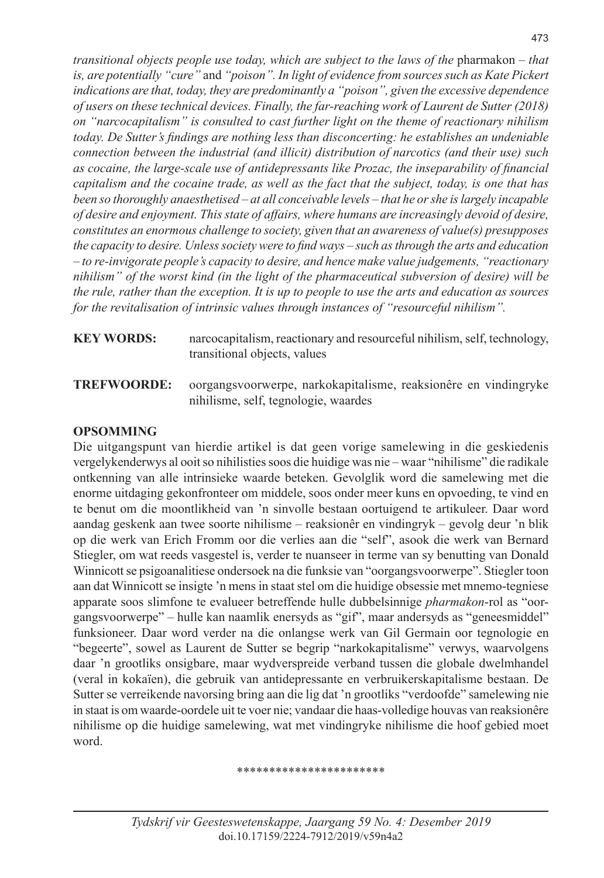*transitional objects people use today, which are subject to the laws of the* pharmakon *– that is, are potentially "cure"* and *"poison". In light of evidence from sources such as Kate Pickert indications are that, today, they are predominantly a "poison", given the excessive dependence of users on these technical devices. Finally, the far-reaching work of Laurent de Sutter (2018) on "narcocapitalism" is consulted to cast further light on the theme of reactionary nihilism today. De Sutter's findings are nothing less than disconcerting: he establishes an undeniable connection between the industrial (and illicit) distribution of narcotics (and their use) such as cocaine, the large-scale use of antidepressants like Prozac, the inseparability of financial capitalism and the cocaine trade, as well as the fact that the subject, today, is one that has been so thoroughly anaesthetised – at all conceivable levels – that he or she is largely incapable of desire and enjoyment. This state of affairs, where humans are increasingly devoid of desire, constitutes an enormous challenge to society, given that an awareness of value(s) presupposes the capacity to desire. Unless society were to find ways – such as through the arts and education – to re-invigorate people's capacity to desire, and hence make value judgements, "reactionary nihilism" of the worst kind (in the light of the pharmaceutical subversion of desire) will be the rule, rather than the exception. It is up to people to use the arts and education as sources for the revitalisation of intrinsic values through instances of "resourceful nihilism".*

**KEY WORDS:** narcocapitalism, reactionary and resourceful nihilism, self, technology, transitional objects, values

**TREFWOORDE:** oorgangsvoorwerpe, narkokapitalisme, reaksionêre en vindingryke nihilisme, self, tegnologie, waardes

## OPSOMMING

Die uitgangspunt van hierdie artikel is dat geen vorige samelewing in die geskiedenis vergelykenderwys al ooit so nihilisties soos die huidige was nie – waar "nihilisme" die radikale ontkenning van alle intrinsieke waarde beteken. Gevolglik word die samelewing met die enorme uitdaging gekonfronteer om middele, soos onder meer kuns en opvoeding, te vind en te benut om die moontlikheid van 'n sinvolle bestaan oortuigend te artikuleer. Daar word aandag geskenk aan twee soorte nihilisme – reaksionêr en vindingryk – gevolg deur 'n blik op die werk van Erich Fromm oor die verlies aan die "self", asook die werk van Bernard Stiegler, om wat reeds vasgestel is, verder te nuanseer in terme van sy benutting van Donald Winnicott se psigoanalitiese ondersoek na die funksie van "oorgangsvoorwerpe". Stiegler toon aan dat Winnicott se insigte 'n mens in staat stel om die huidige obsessie met mnemo-tegniese apparate soos slimfone te evalueer betreffende hulle dubbelsinnige *pharmakon*-rol as "oorgangsvoorwerpe" – hulle kan naamlik enersyds as "gif", maar andersyds as "geneesmiddel" funksioneer. Daar word verder na die onlangse werk van Gil Germain oor tegnologie en "begeerte", sowel as Laurent de Sutter se begrip "narkokapitalisme" verwys, waarvolgens daar 'n grootliks onsigbare, maar wydverspreide verband tussen die globale dwelmhandel (veral in kokaïen), die gebruik van antidepressante en verbruikerskapitalisme bestaan. De Sutter se verreikende navorsing bring aan die lig dat 'n grootliks "verdoofde" samelewing nie in staat is om waarde-oordele uit te voer nie; vandaar die haas-volledige houvas van reaksionêre nihilisme op die huidige samelewing, wat met vindingryke nihilisme die hoof gebied moet word.

\*\*\*\*\*\*\*\*\*\*\*\*\*\*\*\*\*\*\*\*\*\*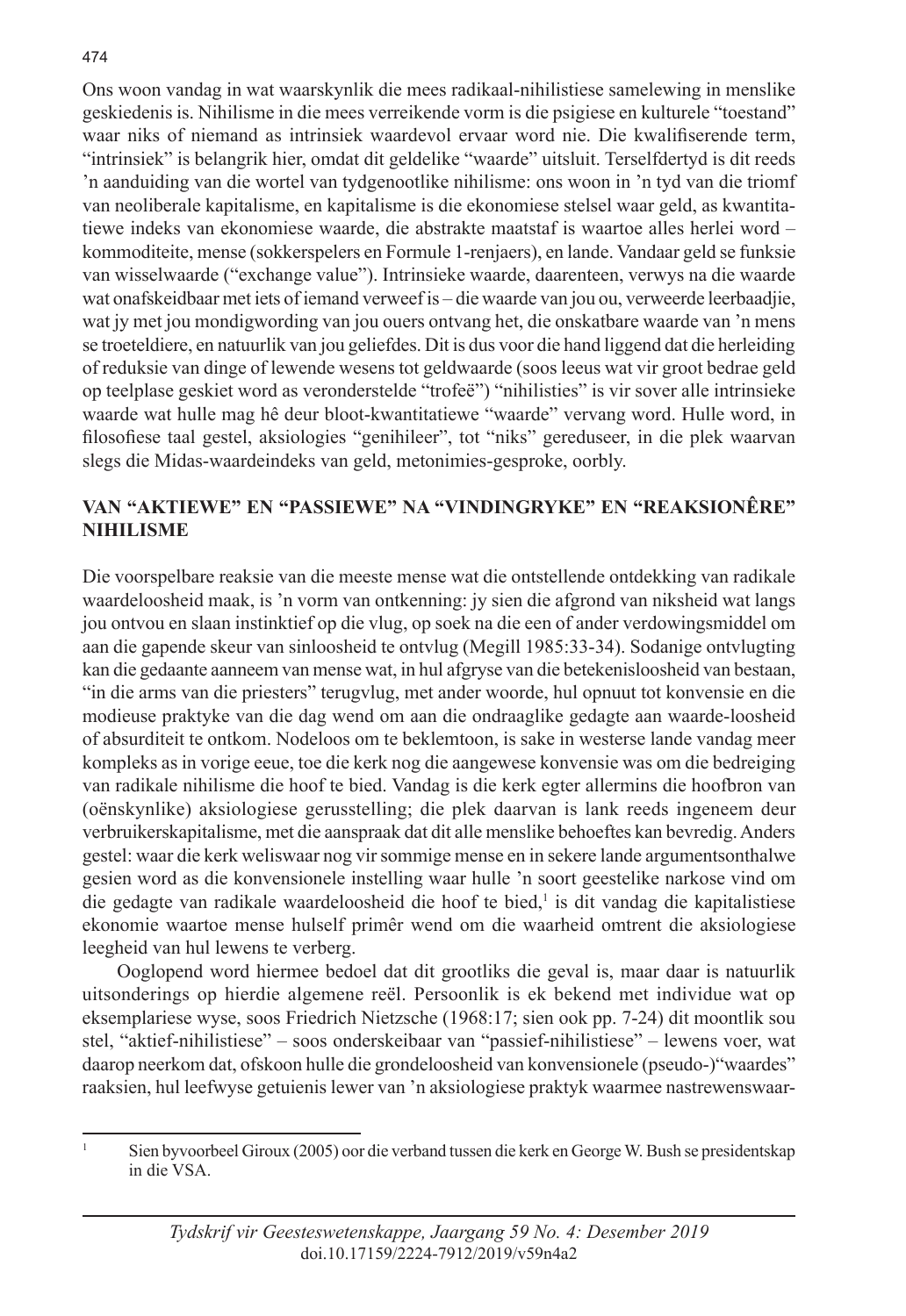Ons woon vandag in wat waarskynlik die mees radikaal-nihilistiese samelewing in menslike geskiedenis is. Nihilisme in die mees verreikende vorm is die psigiese en kulturele "toestand" waar niks of niemand as intrinsiek waardevol ervaar word nie. Die kwalifiserende term, "intrinsiek" is belangrik hier, omdat dit geldelike "waarde" uitsluit. Terselfdertyd is dit reeds 'n aanduiding van die wortel van tydgenootlike nihilisme: ons woon in 'n tyd van die triomf van neoliberale kapitalisme, en kapitalisme is die ekonomiese stelsel waar geld, as kwantitatiewe indeks van ekonomiese waarde, die abstrakte maatstaf is waartoe alles herlei word – kommoditeite, mense (sokkerspelers en Formule 1-renjaers), en lande. Vandaar geld se funksie van wisselwaarde ("exchange value"). Intrinsieke waarde, daarenteen, verwys na die waarde wat onafskeidbaar met iets of iemand verweef is – die waarde van jou ou, verweerde leerbaadjie, wat jy met jou mondigwording van jou ouers ontvang het, die onskatbare waarde van 'n mens se troeteldiere, en natuurlik van jou geliefdes. Dit is dus voor die hand liggend dat die herleiding of reduksie van dinge of lewende wesens tot geldwaarde (soos leeus wat vir groot bedrae geld op teelplase geskiet word as veronderstelde "trofeë") "nihilisties" is vir sover alle intrinsieke waarde wat hulle mag hê deur bloot-kwantitatiewe "waarde" vervang word. Hulle word, in filosofiese taal gestel, aksiologies "genihileer", tot "niks" gereduseer, in die plek waarvan slegs die Midas-waardeindeks van geld, metonimies-gesproke, oorbly.

## VAN "AKTIEWE" EN "PASSIEWE" NA "VINDINGRYKE" EN "REAKSIONÊRE" NIHILISME

Die voorspelbare reaksie van die meeste mense wat die ontstellende ontdekking van radikale waardeloosheid maak, is 'n vorm van ontkenning: jy sien die afgrond van niksheid wat langs jou ontvou en slaan instinktief op die vlug, op soek na die een of ander verdowingsmiddel om aan die gapende skeur van sinloosheid te ontvlug (Megill 1985:33-34). Sodanige ontvlugting kan die gedaante aanneem van mense wat, in hul afgryse van die betekenisloosheid van bestaan, "in die arms van die priesters" terugvlug, met ander woorde, hul opnuut tot konvensie en die modieuse praktyke van die dag wend om aan die ondraaglike gedagte aan waarde-loosheid of absurditeit te ontkom. Nodeloos om te beklemtoon, is sake in westerse lande vandag meer kompleks as in vorige eeue, toe die kerk nog die aangewese konvensie was om die bedreiging van radikale nihilisme die hoof te bied. Vandag is die kerk egter allermins die hoofbron van (oënskynlike) aksiologiese gerusstelling; die plek daarvan is lank reeds ingeneem deur verbruikerskapitalisme, met die aanspraak dat dit alle menslike behoeftes kan bevredig. Anders gestel: waar die kerk weliswaar nog vir sommige mense en in sekere lande argumentsonthalwe gesien word as die konvensionele instelling waar hulle 'n soort geestelike narkose vind om die gedagte van radikale waardeloosheid die hoof te bied,[1] is dit vandag die kapitalistiese ekonomie waartoe mense hulself primêr wend om die waarheid omtrent die aksiologiese leegheid van hul lewens te verberg.

Ooglopend word hiermee bedoel dat dit grootliks die geval is, maar daar is natuurlik uitsonderings op hierdie algemene reël. Persoonlik is ek bekend met individue wat op eksemplariese wyse, soos Friedrich Nietzsche (1968:17; sien ook pp. 7-24) dit moontlik sou stel, "aktief-nihilistiese" – soos onderskeibaar van "passief-nihilistiese" – lewens voer, wat daarop neerkom dat, ofskoon hulle die grondeloosheid van konvensionele (pseudo-)"waardes" raaksien, hul leefwyse getuienis lewer van 'n aksiologiese praktyk waarmee nastrewenswaar-

---

[1] Sien byvoorbeel Giroux (2005) oor die verband tussen die kerk en George W. Bush se presidentskap in die VSA.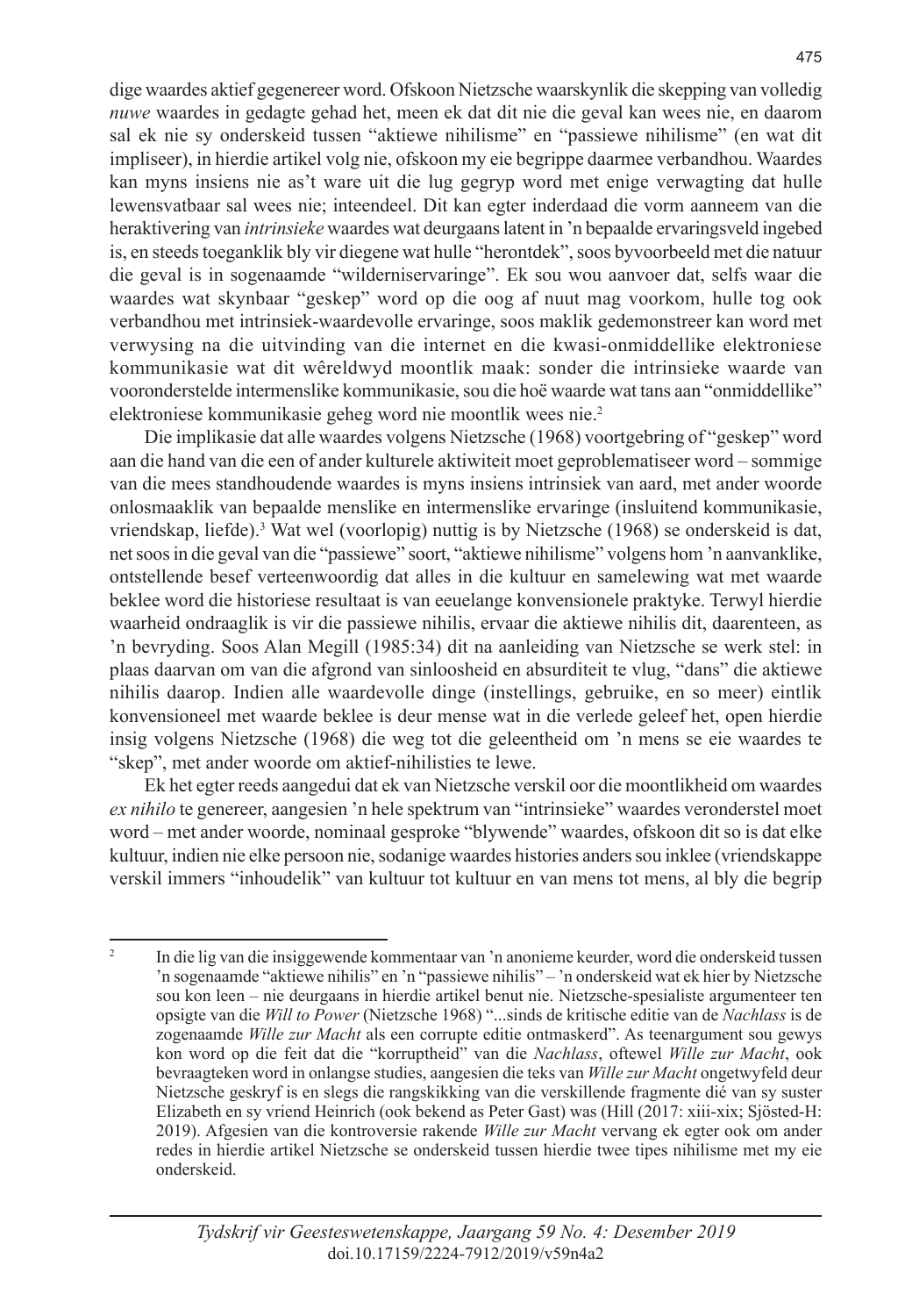dige waardes aktief gegenereer word. Ofskoon Nietzsche waarskynlik die skepping van volledig *nuwe* waardes in gedagte gehad het, meen ek dat dit nie die geval kan wees nie, en daarom sal ek nie sy onderskeid tussen "aktiewe nihilisme" en "passiewe nihilisme" (en wat dit impliseer), in hierdie artikel volg nie, ofskoon my eie begrippe daarmee verbandhou. Waardes kan myns insiens nie as't ware uit die lug gegryp word met enige verwagting dat hulle lewensvatbaar sal wees nie; inteendeel. Dit kan egter inderdaad die vorm aanneem van die heraktivering van *intrinsieke* waardes wat deurgaans latent in 'n bepaalde ervaringsveld ingebed is, en steeds toeganklik bly vir diegene wat hulle "herontdek", soos byvoorbeeld met die natuur die geval is in sogenaamde "wildernis­ervaringe". Ek sou wou aanvoer dat, selfs waar die waardes wat skynbaar "geskep" word op die oog af nuut mag voorkom, hulle tog ook verbandhou met intrinsiek-waardevolle ervaringe, soos maklik gedemonstreer kan word met verwysing na die uitvinding van die internet en die kwasi-onmiddellike elektroniese kommunikasie wat dit wêreldwyd moontlik maak: sonder die intrinsieke waarde van vooronderstelde intermenslike kommunikasie, sou die hoë waarde wat tans aan "onmiddellike" elektroniese kommunikasie geheg word nie moontlik wees nie.[2]

Die implikasie dat alle waardes volgens Nietzsche (1968) voortgebring of "geskep" word aan die hand van die een of ander kulturele aktiwiteit moet geproblematiseer word – sommige van die mees standhoudende waardes is myns insiens intrinsiek van aard, met ander woorde onlosmaaklik van bepaalde menslike en intermenslike ervaringe (insluitend kommunikasie, vriendskap, liefde).[3] Wat wel (voorlopig) nuttig is by Nietzsche (1968) se onderskeid is dat, net soos in die geval van die "passiewe" soort, "aktiewe nihilisme" volgens hom 'n aanvanklike, ontstellende besef verteenwoordig dat alles in die kultuur en samelewing wat met waarde beklee word die historiese resultaat is van eeuelange konvensionele praktyke. Terwyl hierdie waarheid ondraaglik is vir die passiewe nihilis, ervaar die aktiewe nihilis dit, daarenteen, as 'n bevryding. Soos Alan Megill (1985:34) dit na aanleiding van Nietzsche se werk stel: in plaas daarvan om van die afgrond van sinloosheid en absurditeit te vlug, "dans" die aktiewe nihilis daarop. Indien alle waardevolle dinge (instellings, gebruike, en so meer) eintlik konvensioneel met waarde beklee is deur mense wat in die verlede geleef het, open hierdie insig volgens Nietzsche (1968) die weg tot die geleentheid om 'n mens se eie waardes te "skep", met ander woorde om aktief-nihilisties te lewe.

Ek het egter reeds aangedui dat ek van Nietzsche verskil oor die moontlikheid om waardes *ex nihilo* te genereer, aangesien 'n hele spektrum van "intrinsieke" waardes veronderstel moet word – met ander woorde, nominaal gesproke "blywende" waardes, ofskoon dit so is dat elke kultuur, indien nie elke persoon nie, sodanige waardes histories anders sou inklee (vriendskappe verskil immers "inhoudelik" van kultuur tot kultuur en van mens tot mens, al bly die begrip

---

[2] In die lig van die insiggewende kommentaar van 'n anonieme keurder, word die onderskeid tussen 'n sogenaamde "aktiewe nihilis" en 'n "passiewe nihilis" – 'n onderskeid wat ek hier by Nietzsche sou kon leen – nie deurgaans in hierdie artikel benut nie. Nietzsche-spesialiste argumenteer ten opsigte van die *Will to Power* (Nietzsche 1968) "...sinds de kritische editie van de *Nachlass* is de zogenaamde *Wille zur Macht* als een corrupte editie ontmaskerd". As teenargument sou gewys kon word op die feit dat die "korruptheid" van die *Nachlass*, oftewel *Wille zur Macht*, ook bevraagteken word in onlangse studies, aangesien die teks van *Wille zur Macht* ongetwyfeld deur Nietzsche geskryf is en slegs die rangskikking van die verskillende fragmente dié van sy suster Elizabeth en sy vriend Heinrich (ook bekend as Peter Gast) was (Hill (2017: xiii-xix; Sjösted-H: 2019). Afgesien van die kontroversie rakende *Wille zur Macht* vervang ek egter ook om ander redes in hierdie artikel Nietzsche se onderskeid tussen hierdie twee tipes nihilisme met my eie onderskeid.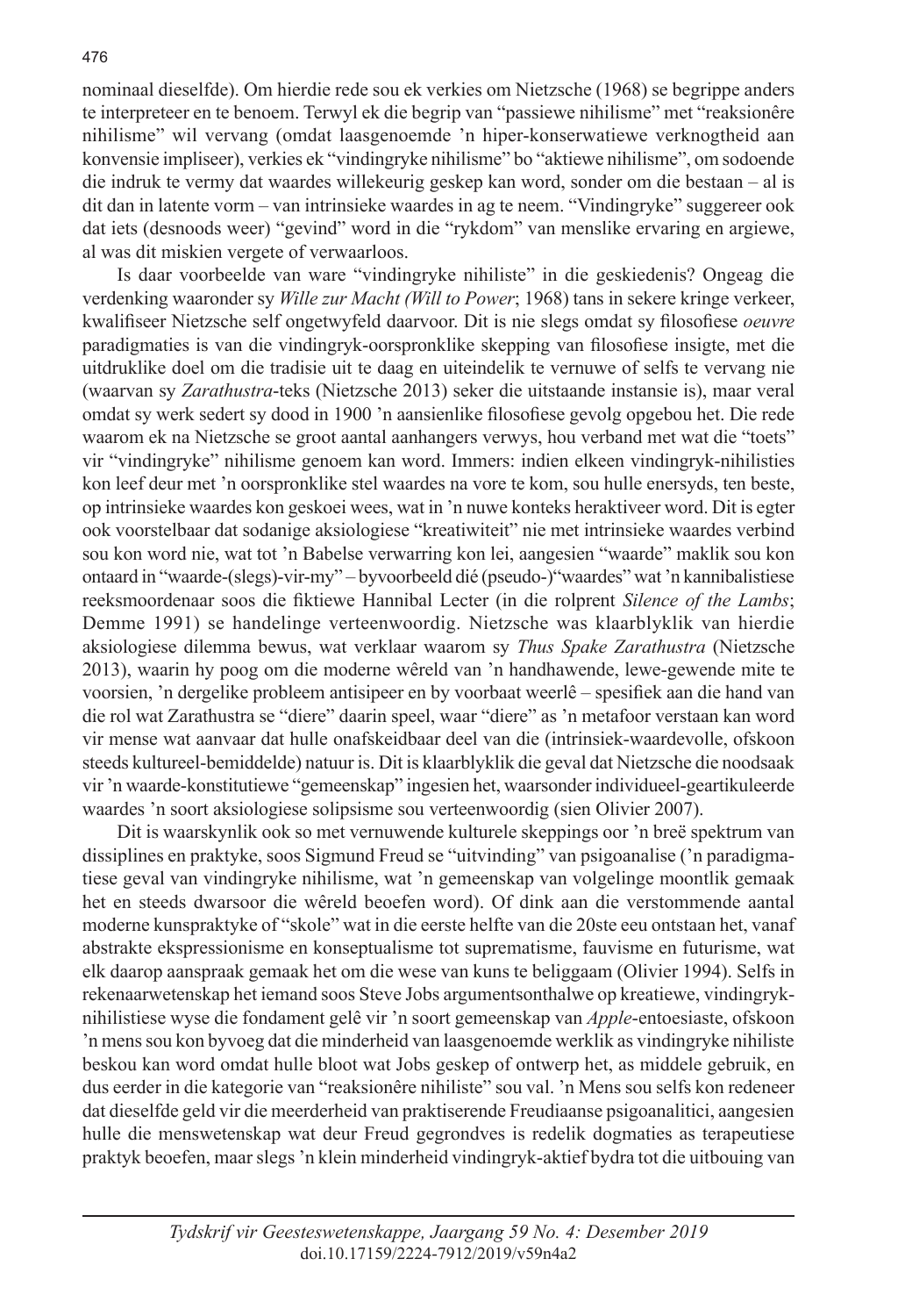nominaal dieselfde). Om hierdie rede sou ek verkies om Nietzsche (1968) se begrippe anders te interpreteer en te benoem. Terwyl ek die begrip van "passiewe nihilisme" met "reaksionêre nihilisme" wil vervang (omdat laasgenoemde 'n hiper-konserwatiewe verknogtheid aan konvensie impliseer), verkies ek "vindingryke nihilisme" bo "aktiewe nihilisme", om sodoende die indruk te vermy dat waardes willekeurig geskep kan word, sonder om die bestaan – al is dit dan in latente vorm – van intrinsieke waardes in ag te neem. "Vindingryke" suggereer ook dat iets (desnoods weer) "gevind" word in die "rykdom" van menslike ervaring en argiewe, al was dit miskien vergete of verwaarloos.

Is daar voorbeelde van ware "vindingryke nihiliste" in die geskiedenis? Ongeag die verdenking waaronder sy *Wille zur Macht (Will to Power*; 1968) tans in sekere kringe verkeer, kwalifiseer Nietzsche self ongetwyfeld daarvoor. Dit is nie slegs omdat sy filosofiese *oeuvre* paradigmaties is van die vindingryk-oorspronklike skepping van filosofiese insigte, met die uitdruklike doel om die tradisie uit te daag en uiteindelik te vernuwe of selfs te vervang nie (waarvan sy *Zarathustra*-teks (Nietzsche 2013) seker die uitstaande instansie is), maar veral omdat sy werk sedert sy dood in 1900 'n aansienlike filosofiese gevolg opgebou het. Die rede waarom ek na Nietzsche se groot aantal aanhangers verwys, hou verband met wat die "toets" vir "vindingryke" nihilisme genoem kan word. Immers: indien elkeen vindingryk-nihilisties kon leef deur met 'n oorspronklike stel waardes na vore te kom, sou hulle enersyds, ten beste, op intrinsieke waardes kon geskoei wees, wat in 'n nuwe konteks heraktiveer word. Dit is egter ook voorstelbaar dat sodanige aksiologiese "kreatiwiteit" nie met intrinsieke waardes verbind sou kon word nie, wat tot 'n Babelse verwarring kon lei, aangesien "waarde" maklik sou kon ontaard in "waarde-(slegs)-vir-my" – byvoorbeeld dié (pseudo-)"waardes" wat 'n kannibalistiese reeksmoordenaar soos die fiktiewe Hannibal Lecter (in die rolprent *Silence of the Lambs*; Demme 1991) se handelinge verteenwoordig. Nietzsche was klaarblyklik van hierdie aksiologiese dilemma bewus, wat verklaar waarom sy *Thus Spake Zarathustra* (Nietzsche 2013), waarin hy poog om die moderne wêreld van 'n handhawende, lewe-gewende mite te voorsien, 'n dergelike probleem antisipeer en by voorbaat weerlê – spesifiek aan die hand van die rol wat Zarathustra se "diere" daarin speel, waar "diere" as 'n metafoor verstaan kan word vir mense wat aanvaar dat hulle onafskeidbaar deel van die (intrinsiek-waardevolle, ofskoon steeds kultureel-bemiddelde) natuur is. Dit is klaarblyklik die geval dat Nietzsche die noodsaak vir 'n waarde-konstitutiewe "gemeenskap" ingesien het, waarsonder individueel-geartikuleerde waardes 'n soort aksiologiese solipsisme sou verteenwoordig (sien Olivier 2007).

Dit is waarskynlik ook so met vernuwende kulturele skeppings oor 'n breë spektrum van dissiplines en praktyke, soos Sigmund Freud se "uitvinding" van psigoanalise ('n paradigmatiese geval van vindingryke nihilisme, wat 'n gemeenskap van volgelinge moontlik gemaak het en steeds dwarsoor die wêreld beoefen word). Of dink aan die verstommende aantal moderne kunspraktyke of "skole" wat in die eerste helfte van die 20ste eeu ontstaan het, vanaf abstrakte ekspressionisme en konseptualisme tot suprematisme, fauvisme en futurisme, wat elk daarop aanspraak gemaak het om die wese van kuns te beliggaam (Olivier 1994). Selfs in rekenaarwetenskap het iemand soos Steve Jobs argumentsonthalwe op kreatiewe, vindingryk-nihilistiese wyse die fondament gelê vir 'n soort gemeenskap van *Apple*-entoesiaste, ofskoon 'n mens sou kon byvoeg dat die minderheid van laasgenoemde werklik as vindingryke nihiliste beskou kan word omdat hulle bloot wat Jobs geskep of ontwerp het, as middele gebruik, en dus eerder in die kategorie van "reaksionêre nihiliste" sou val. 'n Mens sou selfs kon redeneer dat dieselfde geld vir die meerderheid van praktiserende Freudiaanse psigoanalitici, aangesien hulle die menswetenskap wat deur Freud gegrondves is redelik dogmaties as terapeutiese praktyk beoefen, maar slegs 'n klein minderheid vindingryk-aktief bydra tot die uitbouing van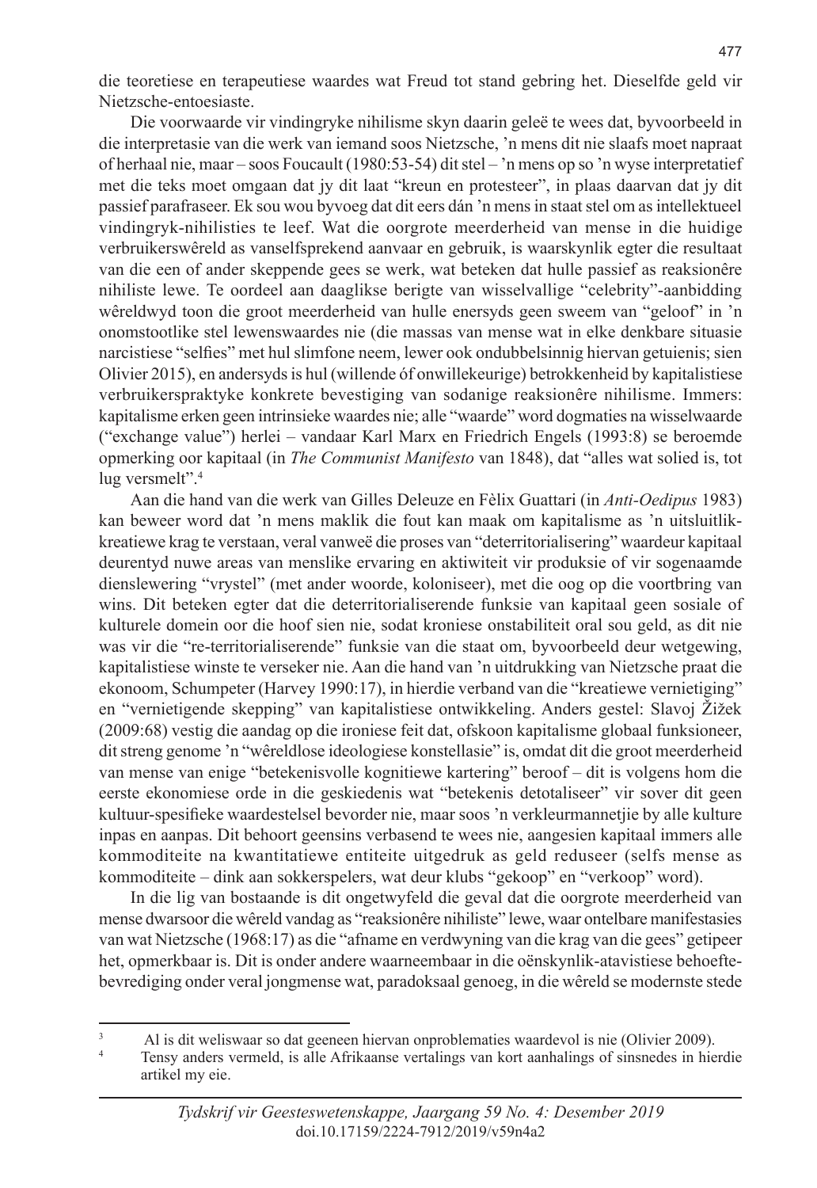die teoretiese en terapeutiese waardes wat Freud tot stand gebring het. Dieselfde geld vir Nietzsche-entoesiaste.

Die voorwaarde vir vindingryke nihilisme skyn daarin geleë te wees dat, byvoorbeeld in die interpretasie van die werk van iemand soos Nietzsche, 'n mens dit nie slaafs moet napraat of herhaal nie, maar – soos Foucault (1980:53-54) dit stel – 'n mens op so 'n wyse interpretatief met die teks moet omgaan dat jy dit laat "kreun en protesteer", in plaas daarvan dat jy dit passief parafraseer. Ek sou wou byvoeg dat dit eers dán 'n mens in staat stel om as intellektueel vindingryk-nihilisties te leef. Wat die oorgrote meerderheid van mense in die huidige verbruikerswêreld as vanselfsprekend aanvaar en gebruik, is waarskynlik egter die resultaat van die een of ander skeppende gees se werk, wat beteken dat hulle passief as reaksionêre nihiliste lewe. Te oordeel aan daaglikse berigte van wisselvallige "celebrity"-aanbidding wêreldwyd toon die groot meerderheid van hulle enersyds geen sweem van "geloof" in 'n onomstootlike stel lewenswaardes nie (die massas van mense wat in elke denkbare situasie narcistiese "selfies" met hul slimfone neem, lewer ook ondubbelsinnig hiervan getuienis; sien Olivier 2015), en andersyds is hul (willende óf onwillekeurige) betrokkenheid by kapitalistiese verbruikerspraktyke konkrete bevestiging van sodanige reaksionêre nihilisme. Immers: kapitalisme erken geen intrinsieke waardes nie; alle "waarde" word dogmaties na wisselwaarde ("exchange value") herlei – vandaar Karl Marx en Friedrich Engels (1993:8) se beroemde opmerking oor kapitaal (in *The Communist Manifesto* van 1848), dat "alles wat solied is, tot lug versmelt".[4]

Aan die hand van die werk van Gilles Deleuze en Fèlix Guattari (in *Anti-Oedipus* 1983) kan beweer word dat 'n mens maklik die fout kan maak om kapitalisme as 'n uitsluitlik-kreatiewe krag te verstaan, veral vanweë die proses van "deterritorialisering" waardeur kapitaal deurentyd nuwe areas van menslike ervaring en aktiwiteit vir produksie of vir sogenaamde dienslewering "vrystel" (met ander woorde, koloniseer), met die oog op die voortbring van wins. Dit beteken egter dat die deterritorialiserende funksie van kapitaal geen sosiale of kulturele domein oor die hoof sien nie, sodat kroniese onstabiliteit oral sou geld, as dit nie was vir die "re-territorialiserende" funksie van die staat om, byvoorbeeld deur wetgewing, kapitalistiese winste te verseker nie. Aan die hand van 'n uitdrukking van Nietzsche praat die ekonoom, Schumpeter (Harvey 1990:17), in hierdie verband van die "kreatiewe vernietiging" en "vernietigende skepping" van kapitalistiese ontwikkeling. Anders gestel: Slavoj Žižek (2009:68) vestig die aandag op die ironiese feit dat, ofskoon kapitalisme globaal funksioneer, dit streng genome 'n "wêreldlose ideologiese konstellasie" is, omdat dit die groot meerderheid van mense van enige "betekenisvolle kognitiewe kartering" beroof – dit is volgens hom die eerste ekonomiese orde in die geskiedenis wat "betekenis detotaliseer" vir sover dit geen kultuur-spesifieke waardestelsel bevorder nie, maar soos 'n verkleurmannetjie by alle kulture inpas en aanpas. Dit behoort geensins verbasend te wees nie, aangesien kapitaal immers alle kommoditeite na kwantitatiewe entiteite uitgedruk as geld reduseer (selfs mense as kommoditeite – dink aan sokkerspelers, wat deur klubs "gekoop" en "verkoop" word).

In die lig van bostaande is dit ongetwyfeld die geval dat die oorgrote meerderheid van mense dwarsoor die wêreld vandag as "reaksionêre nihiliste" lewe, waar ontelbare manifestasies van wat Nietzsche (1968:17) as die "afname en verdwyning van die krag van die gees" getipeer het, opmerkbaar is. Dit is onder andere waarneembaar in die oënskynlik-atavistiese behoeftebevrediging onder veral jongmense wat, paradoksaal genoeg, in die wêreld se modernste stede

---

[3] Al is dit weliswaar so dat geeneen hiervan onproblematies waardevol is nie (Olivier 2009).

[4] Tensy anders vermeld, is alle Afrikaanse vertalings van kort aanhalings of sinsnedes in hierdie artikel my eie.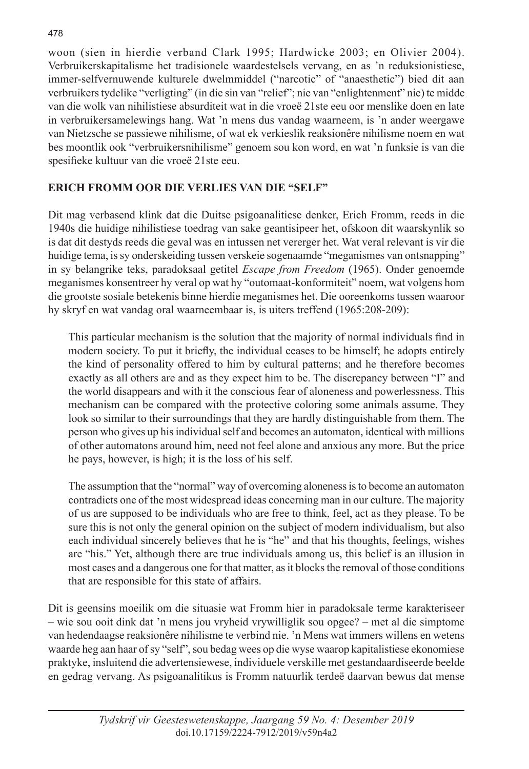woon (sien in hierdie verband Clark 1995; Hardwicke 2003; en Olivier 2004). Verbruikerskapitalisme het tradisionele waardestelsels vervang, en as 'n reduksionistiese, immer-selfvernuwende kulturele dwelmmiddel ("narcotic" of "anaesthetic") bied dit aan verbruikers tydelike "verligting" (in die sin van "relief"; nie van "enlightenment" nie) te midde van die wolk van nihilistiese absurditeit wat in die vroeë 21ste eeu oor menslike doen en late in verbruikersamelewings hang. Wat 'n mens dus vandag waarneem, is 'n ander weergawe van Nietzsche se passiewe nihilisme, of wat ek verkieslik reaksionêre nihilisme noem en wat bes moontlik ook "verbruikersnihilisme" genoem sou kon word, en wat 'n funksie is van die spesifieke kultuur van die vroeë 21ste eeu.

## ERICH FROMM OOR DIE VERLIES VAN DIE "SELF"

Dit mag verbasend klink dat die Duitse psigoanalitiese denker, Erich Fromm, reeds in die 1940s die huidige nihilistiese toedrag van sake geantisipeer het, ofskoon dit waarskynlik so is dat dit destyds reeds die geval was en intussen net vererger het. Wat veral relevant is vir die huidige tema, is sy onderskeiding tussen verskeie sogenaamde "meganismes van ontsnapping" in sy belangrike teks, paradoksaal getitel *Escape from Freedom* (1965). Onder genoemde meganismes konsentreer hy veral op wat hy "outomaat-konformiteit" noem, wat volgens hom die grootste sosiale betekenis binne hierdie meganismes het. Die ooreenkoms tussen waaroor hy skryf en wat vandag oral waarneembaar is, is uiters treffend (1965:208-209):

> This particular mechanism is the solution that the majority of normal individuals find in modern society. To put it briefly, the individual ceases to be himself; he adopts entirely the kind of personality offered to him by cultural patterns; and he therefore becomes exactly as all others are and as they expect him to be. The discrepancy between "I" and the world disappears and with it the conscious fear of aloneness and powerlessness. This mechanism can be compared with the protective coloring some animals assume. They look so similar to their surroundings that they are hardly distinguishable from them. The person who gives up his individual self and becomes an automaton, identical with millions of other automatons around him, need not feel alone and anxious any more. But the price he pays, however, is high; it is the loss of his self.
>
> The assumption that the "normal" way of overcoming aloneness is to become an automaton contradicts one of the most widespread ideas concerning man in our culture. The majority of us are supposed to be individuals who are free to think, feel, act as they please. To be sure this is not only the general opinion on the subject of modern individualism, but also each individual sincerely believes that he is "he" and that his thoughts, feelings, wishes are "his." Yet, although there are true individuals among us, this belief is an illusion in most cases and a dangerous one for that matter, as it blocks the removal of those conditions that are responsible for this state of affairs.

Dit is geensins moeilik om die situasie wat Fromm hier in paradoksale terme karakteriseer – wie sou ooit dink dat 'n mens jou vryheid vrywilliglik sou opgee? – met al die simptome van hedendaagse reaksionêre nihilisme te verbind nie. 'n Mens wat immers willens en wetens waarde heg aan haar of sy "self", sou bedag wees op die wyse waarop kapitalistiese ekonomiese praktyke, insluitend die advertensiewese, individuele verskille met gestandaardiseerde beelde en gedrag vervang. As psigoanalitikus is Fromm natuurlik terdeë daarvan bewus dat mense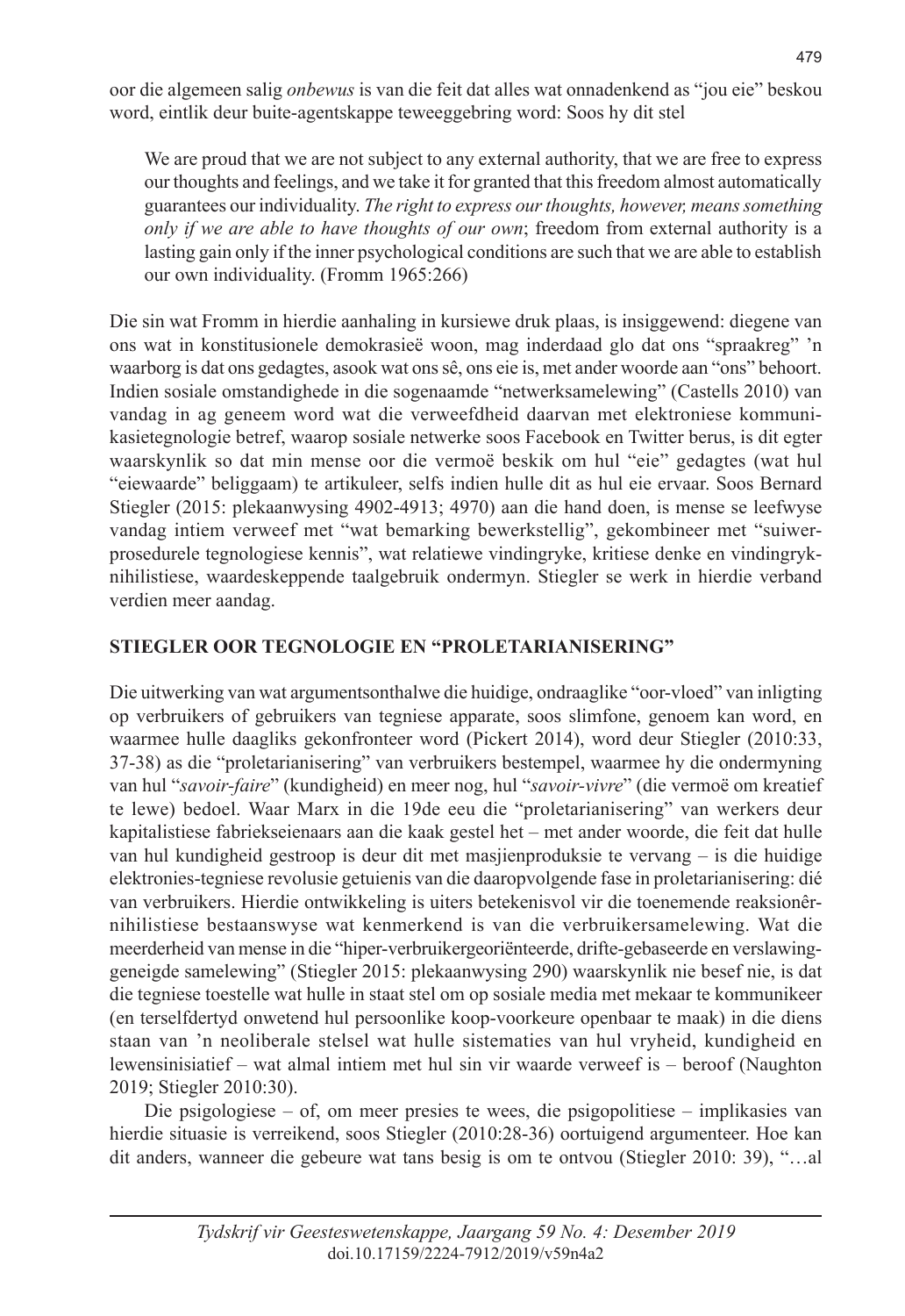oor die algemeen salig *onbewus* is van die feit dat alles wat onnadenkend as "jou eie" beskou word, eintlik deur buite-agentskappe teweeggebring word: Soos hy dit stel

> We are proud that we are not subject to any external authority, that we are free to express our thoughts and feelings, and we take it for granted that this freedom almost automatically guarantees our individuality. *The right to express our thoughts, however, means something only if we are able to have thoughts of our own*; freedom from external authority is a lasting gain only if the inner psychological conditions are such that we are able to establish our own individuality. (Fromm 1965:266)

Die sin wat Fromm in hierdie aanhaling in kursiewe druk plaas, is insiggewend: diegene van ons wat in konstitusionele demokrasieë woon, mag inderdaad glo dat ons "spraakreg" 'n waarborg is dat ons gedagtes, asook wat ons sê, ons eie is, met ander woorde aan "ons" behoort. Indien sosiale omstandighede in die sogenaamde "netwerksamelewing" (Castells 2010) van vandag in ag geneem word wat die verweefdheid daarvan met elektroniese kommunikasietegnologie betref, waarop sosiale netwerke soos Facebook en Twitter berus, is dit egter waarskynlik so dat min mense oor die vermoë beskik om hul "eie" gedagtes (wat hul "eiewaarde" beliggaam) te artikuleer, selfs indien hulle dit as hul eie ervaar. Soos Bernard Stiegler (2015: plekaanwysing 4902-4913; 4970) aan die hand doen, is mense se leefwyse vandag intiem verweef met "wat bemarking bewerkstellig", gekombineer met "suiwer-prosedurele tegnologiese kennis", wat relatiewe vindingryke, kritiese denke en vindingryk-nihilistiese, waardeskeppende taalgebruik ondermyn. Stiegler se werk in hierdie verband verdien meer aandag.

## STIEGLER OOR TEGNOLOGIE EN "PROLETARIANISERING"

Die uitwerking van wat argumentsonthalwe die huidige, ondraaglike "oor-vloed" van inligting op verbruikers of gebruikers van tegniese apparate, soos slimfone, genoem kan word, en waarmee hulle daagliks gekonfronteer word (Pickert 2014), word deur Stiegler (2010:33, 37-38) as die "proletarianisering" van verbruikers bestempel, waarmee hy die ondermyning van hul "*savoir-faire*" (kundigheid) en meer nog, hul "*savoir-vivre*" (die vermoë om kreatief te lewe) bedoel. Waar Marx in die 19de eeu die "proletarianisering" van werkers deur kapitalistiese fabriekseienaars aan die kaak gestel het – met ander woorde, die feit dat hulle van hul kundigheid gestroop is deur dit met masjienproduksie te vervang – is die huidige elektronies-tegniese revolusie getuienis van die daaropvolgende fase in proletarianisering: dié van verbruikers. Hierdie ontwikkeling is uiters betekenisvol vir die toenemende reaksionêr-nihilistiese bestaanswyse wat kenmerkend is van die verbruikersamelewing. Wat die meerderheid van mense in die "hiper-verbruikergeoriënteerde, drifte-gebaseerde en verslawing-geneigde samelewing" (Stiegler 2015: plekaanwysing 290) waarskynlik nie besef nie, is dat die tegniese toestelle wat hulle in staat stel om op sosiale media met mekaar te kommunikeer (en terselfdertyd onwetend hul persoonlike koop-voorkeure openbaar te maak) in die diens staan van 'n neoliberale stelsel wat hulle sistematies van hul vryheid, kundigheid en lewensinisiatief – wat almal intiem met hul sin vir waarde verweef is – beroof (Naughton 2019; Stiegler 2010:30).

Die psigologiese – of, om meer presies te wees, die psigopolitiese – implikasies van hierdie situasie is verreikend, soos Stiegler (2010:28-36) oortuigend argumenteer. Hoe kan dit anders, wanneer die gebeure wat tans besig is om te ontvou (Stiegler 2010: 39), "…al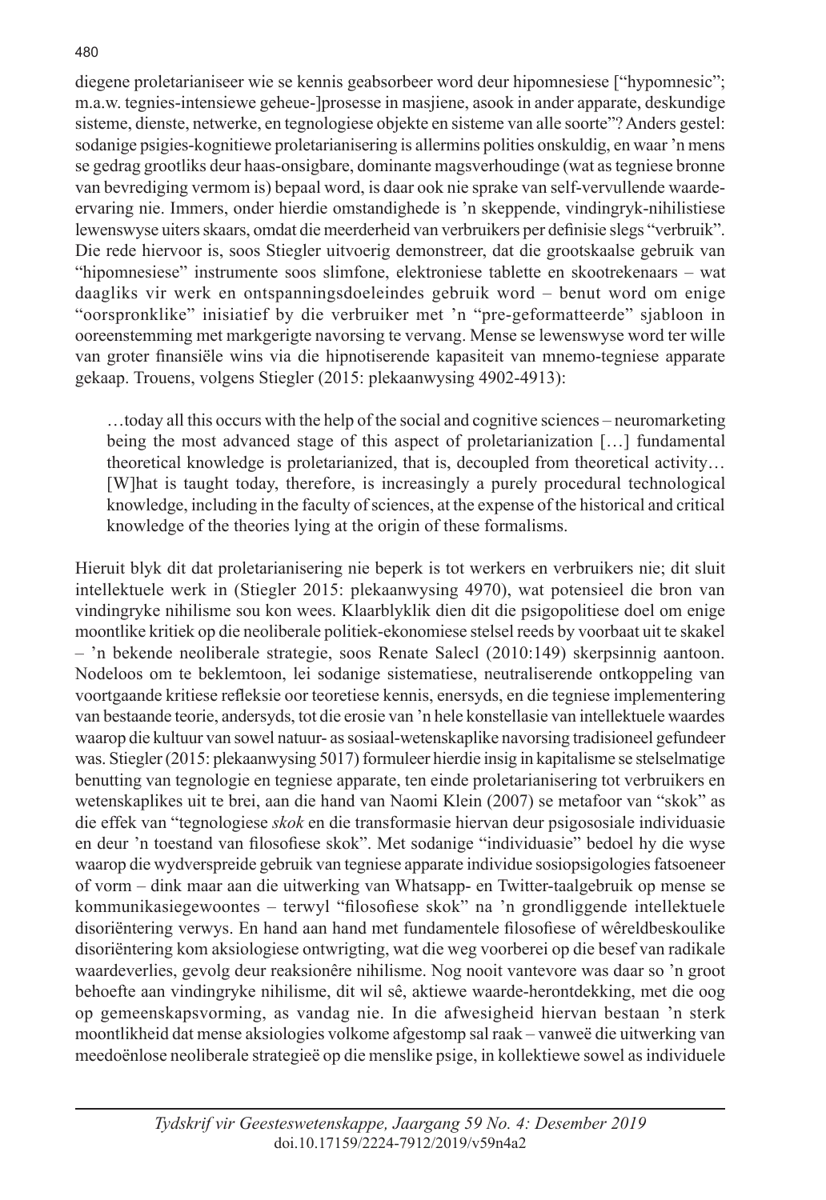diegene proletarianiseer wie se kennis geabsorbeer word deur hipomnesiese ["hypomnesic"; m.a.w. tegnies-intensiewe geheue-]prosesse in masjiene, asook in ander apparate, deskundige sisteme, dienste, netwerke, en tegnologiese objekte en sisteme van alle soorte"? Anders gestel: sodanige psigies-kognitiewe proletarianisering is allermins polities onskuldig, en waar 'n mens se gedrag grootliks deur haas-onsigbare, dominante magsverhoudinge (wat as tegniese bronne van bevrediging vermom is) bepaal word, is daar ook nie sprake van self-vervullende waarde-ervaring nie. Immers, onder hierdie omstandighede is 'n skeppende, vindingryk-nihilistiese lewenswyse uiters skaars, omdat die meerderheid van verbruikers per definisie slegs "verbruik". Die rede hiervoor is, soos Stiegler uitvoerig demonstreer, dat die grootskaalse gebruik van "hipomnesiese" instrumente soos slimfone, elektroniese tablette en skootrekenaars – wat daagliks vir werk en ontspanningsdoeleindes gebruik word – benut word om enige "oorspronklike" inisiatief by die verbruiker met 'n "pre-geformatteerde" sjabloon in ooreenstemming met markgerigte navorsing te vervang. Mense se lewenswyse word ter wille van groter finansiële wins via die hipnotiserende kapasiteit van mnemo-tegniese apparate gekaap. Trouens, volgens Stiegler (2015: plekaanwysing 4902-4913):

> …today all this occurs with the help of the social and cognitive sciences – neuromarketing being the most advanced stage of this aspect of proletarianization […] fundamental theoretical knowledge is proletarianized, that is, decoupled from theoretical activity… [W]hat is taught today, therefore, is increasingly a purely procedural technological knowledge, including in the faculty of sciences, at the expense of the historical and critical knowledge of the theories lying at the origin of these formalisms.

Hieruit blyk dit dat proletarianisering nie beperk is tot werkers en verbruikers nie; dit sluit intellektuele werk in (Stiegler 2015: plekaanwysing 4970), wat potensieel die bron van vindingryke nihilisme sou kon wees. Klaarblyklik dien dit die psigopolitiese doel om enige moontlike kritiek op die neoliberale politiek-ekonomiese stelsel reeds by voorbaat uit te skakel – 'n bekende neoliberale strategie, soos Renate Salecl (2010:149) skerpsinnig aantoon. Nodeloos om te beklemtoon, lei sodanige sistematiese, neutraliserende ontkoppeling van voortgaande kritiese refleksie oor teoretiese kennis, enersyds, en die tegniese implementering van bestaande teorie, andersyds, tot die erosie van 'n hele konstellasie van intellektuele waardes waarop die kultuur van sowel natuur- as sosiaal-wetenskaplike navorsing tradisioneel gefundeer was. Stiegler (2015: plekaanwysing 5017) formuleer hierdie insig in kapitalisme se stelselmatige benutting van tegnologie en tegniese apparate, ten einde proletarianisering tot verbruikers en wetenskaplikes uit te brei, aan die hand van Naomi Klein (2007) se metafoor van "skok" as die effek van "tegnologiese *skok* en die transformasie hiervan deur psigososiale individuasie en deur 'n toestand van filosofiese skok". Met sodanige "individuasie" bedoel hy die wyse waarop die wydverspreide gebruik van tegniese apparate individue sosiopsigologies fatsoeneer of vorm – dink maar aan die uitwerking van Whatsapp- en Twitter-taalgebruik op mense se kommunikasiegewoontes – terwyl "filosofiese skok" na 'n grondliggende intellektuele disoriëntering verwys. En hand aan hand met fundamentele filosofiese of wêreldbeskoulike disoriëntering kom aksiologiese ontwrigting, wat die weg voorberei op die besef van radikale waardeverlies, gevolg deur reaksionêre nihilisme. Nog nooit vantevore was daar so 'n groot behoefte aan vindingryke nihilisme, dit wil sê, aktiewe waarde-herontdekking, met die oog op gemeenskapsvorming, as vandag nie. In die afwesigheid hiervan bestaan 'n sterk moontlikheid dat mense aksiologies volkome afgestomp sal raak – vanweë die uitwerking van meedoënlose neoliberale strategieë op die menslike psige, in kollektiewe sowel as individuele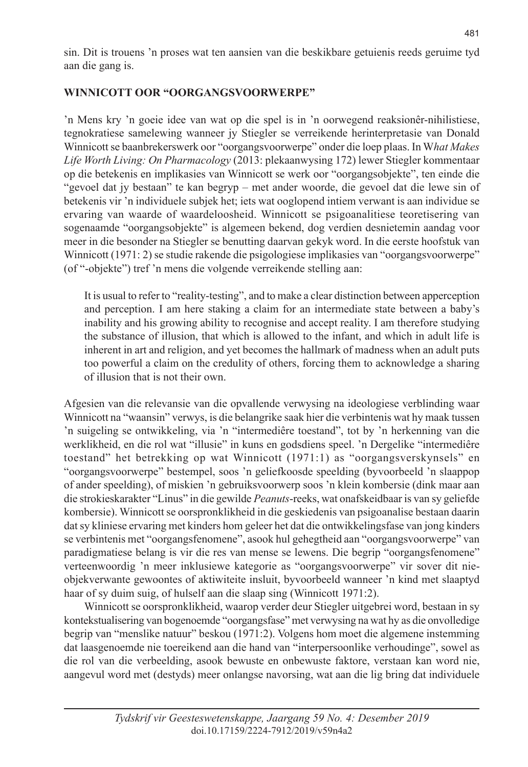sin. Dit is trouens 'n proses wat ten aansien van die beskikbare getuienis reeds geruime tyd aan die gang is.

## WINNICOTT OOR "OORGANGSVOORWERPE"

'n Mens kry 'n goeie idee van wat op die spel is in 'n oorwegend reaksionêr-nihilistiese, tegnokratiese samelewing wanneer jy Stiegler se verreikende herinterpretasie van Donald Winnicott se baanbrekerswerk oor "oorgangsvoorwerpe" onder die loep plaas. In W*hat Makes Life Worth Living: On Pharmacology* (2013: plekaanwysing 172) lewer Stiegler kommentaar op die betekenis en implikasies van Winnicott se werk oor "oorgangsobjekte", ten einde die "gevoel dat jy bestaan" te kan begryp – met ander woorde, die gevoel dat die lewe sin of betekenis vir 'n individuele subjek het; iets wat ooglopend intiem verwant is aan individue se ervaring van waarde of waardeloosheid. Winnicott se psigoanalitiese teoretisering van sogenaamde "oorgangsobjekte" is algemeen bekend, dog verdien desnietemin aandag voor meer in die besonder na Stiegler se benutting daarvan gekyk word. In die eerste hoofstuk van Winnicott (1971: 2) se studie rakende die psigologiese implikasies van "oorgangsvoorwerpe" (of "-objekte") tref 'n mens die volgende verreikende stelling aan:

> It is usual to refer to "reality-testing", and to make a clear distinction between apperception and perception. I am here staking a claim for an intermediate state between a baby's inability and his growing ability to recognise and accept reality. I am therefore studying the substance of illusion, that which is allowed to the infant, and which in adult life is inherent in art and religion, and yet becomes the hallmark of madness when an adult puts too powerful a claim on the credulity of others, forcing them to acknowledge a sharing of illusion that is not their own.

Afgesien van die relevansie van die opvallende verwysing na ideologiese verblinding waar Winnicott na "waansin" verwys, is die belangrike saak hier die verbintenis wat hy maak tussen 'n suigeling se ontwikkeling, via 'n "intermediêre toestand", tot by 'n herkenning van die werklikheid, en die rol wat "illusie" in kuns en godsdiens speel. 'n Dergelike "intermediêre toestand" het betrekking op wat Winnicott (1971:1) as "oorgangsverskynsels" en "oorgangsvoorwerpe" bestempel, soos 'n geliefkoosde speelding (byvoorbeeld 'n slaappop of ander speelding), of miskien 'n gebruiksvoorwerp soos 'n klein kombersie (dink maar aan die strokieskarakter "Linus" in die gewilde *Peanuts*-reeks, wat onafskeidbaar is van sy geliefde kombersie). Winnicott se oorspronklikheid in die geskiedenis van psigoanalise bestaan daarin dat sy kliniese ervaring met kinders hom geleer het dat die ontwikkelingsfase van jong kinders se verbintenis met "oorgangsfenomene", asook hul gehegtheid aan "oorgangsvoorwerpe" van paradigmatiese belang is vir die res van mense se lewens. Die begrip "oorgangsfenomene" verteenwoordig 'n meer inklusiewe kategorie as "oorgangsvoorwerpe" vir sover dit nie-objekverwante gewoontes of aktiwiteite insluit, byvoorbeeld wanneer 'n kind met slaaptyd haar of sy duim suig, of hulself aan die slaap sing (Winnicott 1971:2).

Winnicott se oorspronklikheid, waarop verder deur Stiegler uitgebrei word, bestaan in sy kontekstualisering van bogenoemde "oorgangsfase" met verwysing na wat hy as die onvolledige begrip van "menslike natuur" beskou (1971:2). Volgens hom moet die algemene instemming dat laasgenoemde nie toereikend aan die hand van "interpersoonlike verhoudinge", sowel as die rol van die verbeelding, asook bewuste en onbewuste faktore, verstaan kan word nie, aangevul word met (destyds) meer onlangse navorsing, wat aan die lig bring dat individuele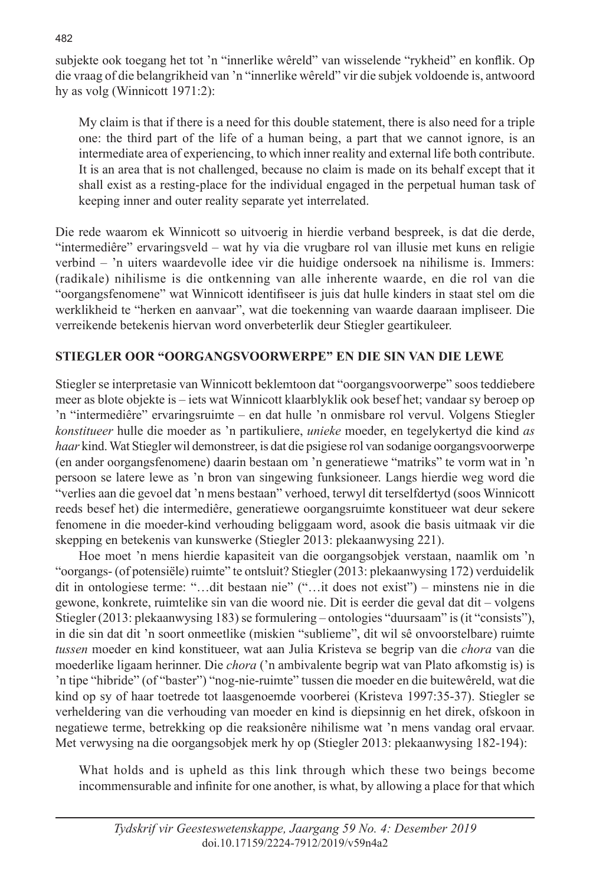subjekte ook toegang het tot 'n "innerlike wêreld" van wisselende "rykheid" en konflik. Op die vraag of die belangrikheid van 'n "innerlike wêreld" vir die subjek voldoende is, antwoord hy as volg (Winnicott 1971:2):

> My claim is that if there is a need for this double statement, there is also need for a triple one: the third part of the life of a human being, a part that we cannot ignore, is an intermediate area of experiencing, to which inner reality and external life both contribute. It is an area that is not challenged, because no claim is made on its behalf except that it shall exist as a resting-place for the individual engaged in the perpetual human task of keeping inner and outer reality separate yet interrelated.

Die rede waarom ek Winnicott so uitvoerig in hierdie verband bespreek, is dat die derde, "intermediêre" ervaringsveld – wat hy via die vrugbare rol van illusie met kuns en religie verbind – 'n uiters waardevolle idee vir die huidige ondersoek na nihilisme is. Immers: (radikale) nihilisme is die ontkenning van alle inherente waarde, en die rol van die "oorgangsfenomene" wat Winnicott identifiseer is juis dat hulle kinders in staat stel om die werklikheid te "herken en aanvaar", wat die toekenning van waarde daaraan impliseer. Die verreikende betekenis hiervan word onverbeterlik deur Stiegler geartikuleer.

## STIEGLER OOR "OORGANGSVOORWERPE" EN DIE SIN VAN DIE LEWE

Stiegler se interpretasie van Winnicott beklemtoon dat "oorgangsvoorwerpe" soos teddiebere meer as blote objekte is – iets wat Winnicott klaarblyklik ook besef het; vandaar sy beroep op 'n "intermediêre" ervaringsruimte – en dat hulle 'n onmisbare rol vervul. Volgens Stiegler *konstitueer* hulle die moeder as 'n partikuliere, *unieke* moeder, en tegelykertyd die kind *as haar* kind. Wat Stiegler wil demonstreer, is dat die psigiese rol van sodanige oorgangsvoorwerpe (en ander oorgangsfenomene) daarin bestaan om 'n generatiewe "matriks" te vorm wat in 'n persoon se latere lewe as 'n bron van singewing funksioneer. Langs hierdie weg word die "verlies aan die gevoel dat 'n mens bestaan" verhoed, terwyl dit terselfdertyd (soos Winnicott reeds besef het) die intermediêre, generatiewe oorgangsruimte konstitueer wat deur sekere fenomene in die moeder-kind verhouding beliggaam word, asook die basis uitmaak vir die skepping en betekenis van kunswerke (Stiegler 2013: plekaanwysing 221).

Hoe moet 'n mens hierdie kapasiteit van die oorgangsobjek verstaan, naamlik om 'n "oorgangs- (of potensiële) ruimte" te ontsluit? Stiegler (2013: plekaanwysing 172) verduidelik dit in ontologiese terme: "…dit bestaan nie" ("…it does not exist") – minstens nie in die gewone, konkrete, ruimtelike sin van die woord nie. Dit is eerder die geval dat dit – volgens Stiegler (2013: plekaanwysing 183) se formulering – ontologies "duursaam" is (it "consists"), in die sin dat dit 'n soort onmeetlike (miskien "sublieme", dit wil sê onvoorstelbare) ruimte *tussen* moeder en kind konstitueer, wat aan Julia Kristeva se begrip van die *chora* van die moederlike ligaam herinner. Die *chora* ('n ambivalente begrip wat van Plato afkomstig is) is 'n tipe "hibride" (of "baster") "nog-nie-ruimte" tussen die moeder en die buitewêreld, wat die kind op sy of haar toetrede tot laasgenoemde voorberei (Kristeva 1997:35-37). Stiegler se verheldering van die verhouding van moeder en kind is diepsinnig en het direk, ofskoon in negatiewe terme, betrekking op die reaksionêre nihilisme wat 'n mens vandag oral ervaar. Met verwysing na die oorgangsobjek merk hy op (Stiegler 2013: plekaanwysing 182-194):

> What holds and is upheld as this link through which these two beings become incommensurable and infinite for one another, is what, by allowing a place for that which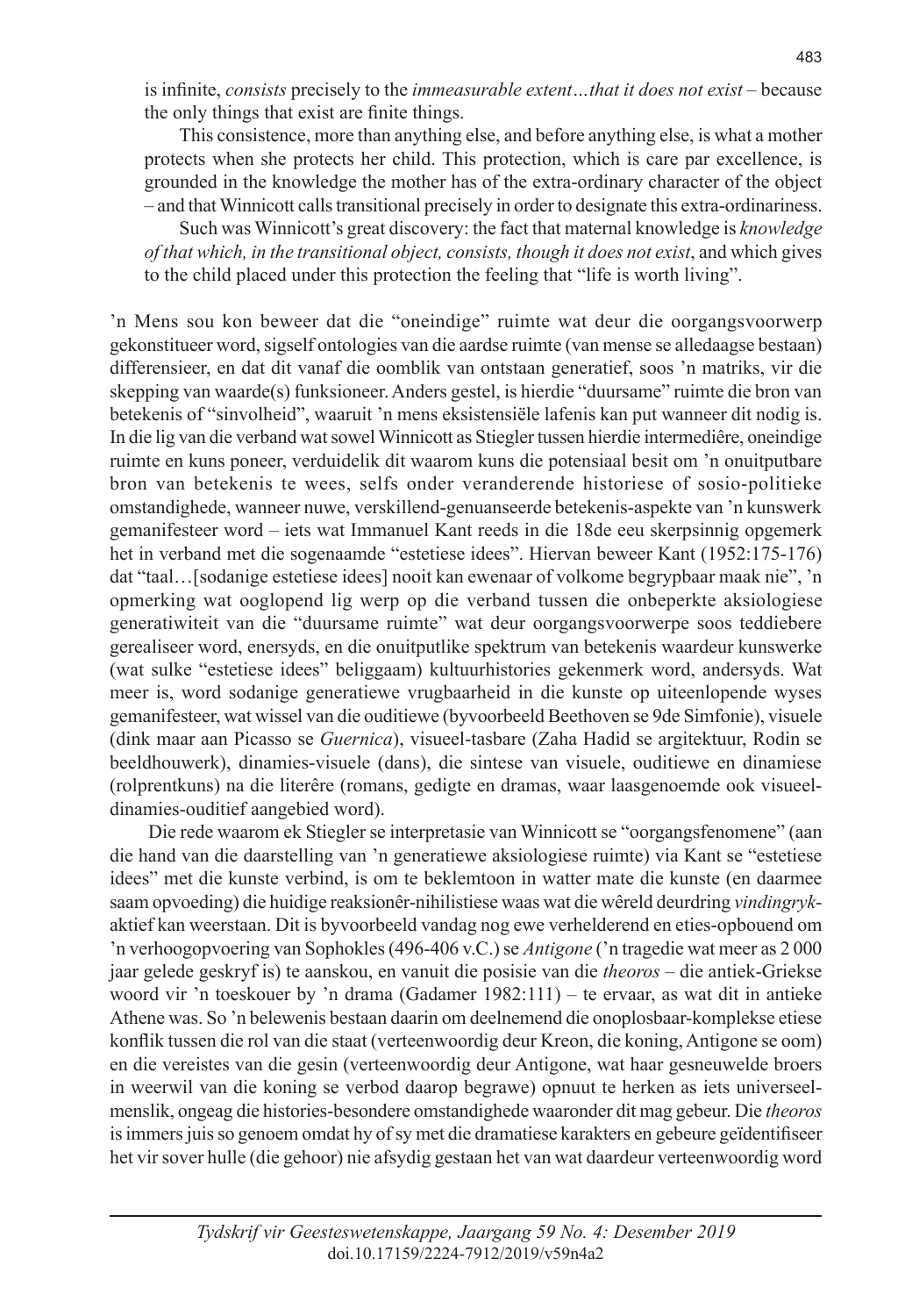is infinite, *consists* precisely to the *immeasurable extent…that it does not exist* – because the only things that exist are finite things.

This consistence, more than anything else, and before anything else, is what a mother protects when she protects her child. This protection, which is care par excellence, is grounded in the knowledge the mother has of the extra-ordinary character of the object – and that Winnicott calls transitional precisely in order to designate this extra-ordinariness.

Such was Winnicott's great discovery: the fact that maternal knowledge is *knowledge of that which, in the transitional object, consists, though it does not exist*, and which gives to the child placed under this protection the feeling that "life is worth living".

'n Mens sou kon beweer dat die "oneindige" ruimte wat deur die oorgangsvoorwerp gekonstitueer word, sigself ontologies van die aardse ruimte (van mense se alledaagse bestaan) differensieer, en dat dit vanaf die oomblik van ontstaan generatief, soos 'n matriks, vir die skepping van waarde(s) funksioneer. Anders gestel, is hierdie "duursame" ruimte die bron van betekenis of "sinvolheid", waaruit 'n mens eksistensiële lafenis kan put wanneer dit nodig is. In die lig van die verband wat sowel Winnicott as Stiegler tussen hierdie intermediêre, oneindige ruimte en kuns poneer, verduidelik dit waarom kuns die potensiaal besit om 'n onuitputbare bron van betekenis te wees, selfs onder veranderende historiese of sosio-politieke omstandighede, wanneer nuwe, verskillend-genuanseerde betekenis-aspekte van 'n kunswerk gemanifesteer word – iets wat Immanuel Kant reeds in die 18de eeu skerpsinnig opgemerk het in verband met die sogenaamde "estetiese idees". Hiervan beweer Kant (1952:175-176) dat "taal…[sodanige estetiese idees] nooit kan ewenaar of volkome begrypbaar maak nie", 'n opmerking wat ooglopend lig werp op die verband tussen die onbeperkte aksiologiese generatiwiteit van die "duursame ruimte" wat deur oorgangsvoorwerpe soos teddiebere gerealiseer word, enersyds, en die onuitputlike spektrum van betekenis waardeur kunswerke (wat sulke "estetiese idees" beliggaam) kultuurhistories gekenmerk word, andersyds. Wat meer is, word sodanige generatiewe vrugbaarheid in die kunste op uiteenlopende wyses gemanifesteer, wat wissel van die ouditiewe (byvoorbeeld Beethoven se 9de Simfonie), visuele (dink maar aan Picasso se *Guernica*), visueel-tasbare (Zaha Hadid se argitektuur, Rodin se beeldhouwerk), dinamies-visuele (dans), die sintese van visuele, ouditiewe en dinamiese (rolprentkuns) na die literêre (romans, gedigte en dramas, waar laasgenoemde ook visueel-dinamies-ouditief aangebied word).

Die rede waarom ek Stiegler se interpretasie van Winnicott se "oorgangsfenomene" (aan die hand van die daarstelling van 'n generatiewe aksiologiese ruimte) via Kant se "estetiese idees" met die kunste verbind, is om te beklemtoon in watter mate die kunste (en daarmee saam opvoeding) die huidige reaksionêr-nihilistiese waas wat die wêreld deurdring *vindingryk*-aktief kan weerstaan. Dit is byvoorbeeld vandag nog ewe verhelderend en eties-opbouend om 'n verhoogopvoering van Sophokles (496-406 v.C.) se *Antigone* ('n tragedie wat meer as 2 000 jaar gelede geskryf is) te aanskou, en vanuit die posisie van die *theoros* – die antiek-Griekse woord vir 'n toeskouer by 'n drama (Gadamer 1982:111) – te ervaar, as wat dit in antieke Athene was. So 'n belewenis bestaan daarin om deelnemend die onoplosbaar-komplekse etiese konflik tussen die rol van die staat (verteenwoordig deur Kreon, die koning, Antigone se oom) en die vereistes van die gesin (verteenwoordig deur Antigone, wat haar gesneuwelde broers in weerwil van die koning se verbod daarop begrawe) opnuut te herken as iets universeel-menslik, ongeag die histories-besondere omstandighede waaronder dit mag gebeur. Die *theoros* is immers juis so genoem omdat hy of sy met die dramatiese karakters en gebeure geïdentifiseer het vir sover hulle (die gehoor) nie afsydig gestaan het van wat daardeur verteenwoordig word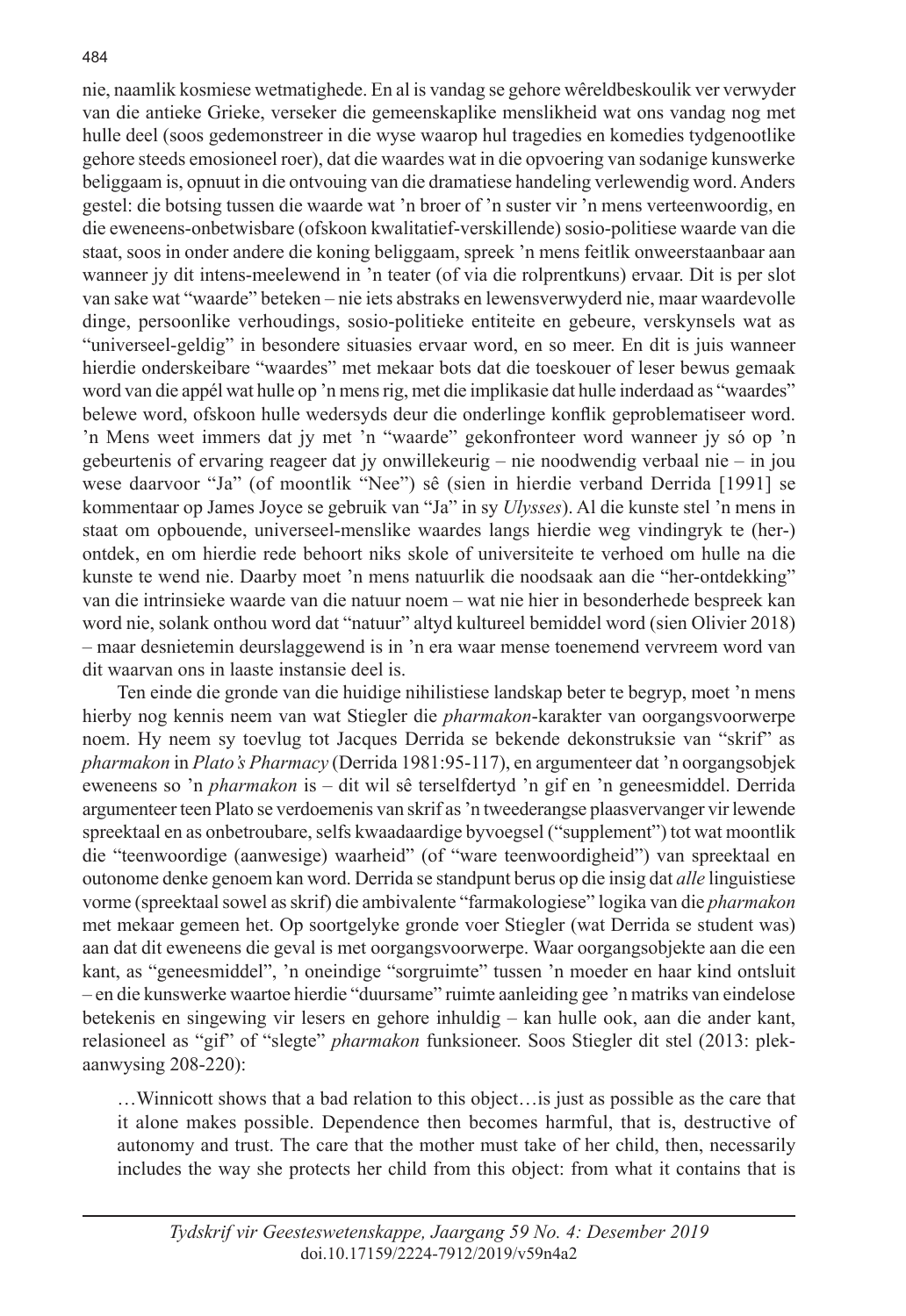nie, naamlik kosmiese wetmatighede. En al is vandag se gehore wêreldbeskoulik ver verwyder van die antieke Grieke, verseker die gemeenskaplike menslikheid wat ons vandag nog met hulle deel (soos gedemonstreer in die wyse waarop hul tragedies en komedies tydgenootlike gehore steeds emosioneel roer), dat die waardes wat in die opvoering van sodanige kunswerke beliggaam is, opnuut in die ontvouing van die dramatiese handeling verlewendig word. Anders gestel: die botsing tussen die waarde wat 'n broer of 'n suster vir 'n mens verteenwoordig, en die eweneens-onbetwisbare (ofskoon kwalitatief-verskillende) sosio-politiese waarde van die staat, soos in onder andere die koning beliggaam, spreek 'n mens feitlik onweerstaanbaar aan wanneer jy dit intens-meelewend in 'n teater (of via die rolprentkuns) ervaar. Dit is per slot van sake wat "waarde" beteken – nie iets abstraks en lewensverwyderd nie, maar waardevolle dinge, persoonlike verhoudings, sosio-politieke entiteite en gebeure, verskynsels wat as "universeel-geldig" in besondere situasies ervaar word, en so meer. En dit is juis wanneer hierdie onderskeibare "waardes" met mekaar bots dat die toeskouer of leser bewus gemaak word van die appél wat hulle op 'n mens rig, met die implikasie dat hulle inderdaad as "waardes" belewe word, ofskoon hulle wedersyds deur die onderlinge konflik geproblematiseer word. 'n Mens weet immers dat jy met 'n "waarde" gekonfronteer word wanneer jy só op 'n gebeurtenis of ervaring reageer dat jy onwillekeurig – nie noodwendig verbaal nie – in jou wese daarvoor "Ja" (of moontlik "Nee") sê (sien in hierdie verband Derrida [1991] se kommentaar op James Joyce se gebruik van "Ja" in sy *Ulysses*). Al die kunste stel 'n mens in staat om opbouende, universeel-menslike waardes langs hierdie weg vindingryk te (her-) ontdek, en om hierdie rede behoort niks skole of universiteite te verhoed om hulle na die kunste te wend nie. Daarby moet 'n mens natuurlik die noodsaak aan die "her-ontdekking" van die intrinsieke waarde van die natuur noem – wat nie hier in besonderhede bespreek kan word nie, solank onthou word dat "natuur" altyd kultureel bemiddel word (sien Olivier 2018) – maar desnietemin deurslaggewend is in 'n era waar mense toenemend vervreem word van dit waarvan ons in laaste instansie deel is.

Ten einde die gronde van die huidige nihilistiese landskap beter te begryp, moet 'n mens hierby nog kennis neem van wat Stiegler die *pharmakon*-karakter van oorgangsvoorwerpe noem. Hy neem sy toevlug tot Jacques Derrida se bekende dekonstruksie van "skrif" as *pharmakon* in *Plato's Pharmacy* (Derrida 1981:95-117), en argumenteer dat 'n oorgangsobjek eweneens so 'n *pharmakon* is – dit wil sê terselfdertyd 'n gif en 'n geneesmiddel. Derrida argumenteer teen Plato se verdoemenis van skrif as 'n tweederangse plaasvervanger vir lewende spreektaal en as onbetroubare, selfs kwaadaardige byvoegsel ("supplement") tot wat moontlik die "teenwoordige (aanwesige) waarheid" (of "ware teenwoordigheid") van spreektaal en outonome denke genoem kan word. Derrida se standpunt berus op die insig dat *alle* linguistiese vorme (spreektaal sowel as skrif) die ambivalente "farmakologiese" logika van die *pharmakon* met mekaar gemeen het. Op soortgelyke gronde voer Stiegler (wat Derrida se student was) aan dat dit eweneens die geval is met oorgangsvoorwerpe. Waar oorgangsobjekte aan die een kant, as "geneesmiddel", 'n oneindige "sorgruimte" tussen 'n moeder en haar kind ontsluit – en die kunswerke waartoe hierdie "duursame" ruimte aanleiding gee 'n matriks van eindelose betekenis en singewing vir lesers en gehore inhuldig – kan hulle ook, aan die ander kant, relasioneel as "gif" of "slegte" *pharmakon* funksioneer. Soos Stiegler dit stel (2013: plek-aanwysing 208-220):

> …Winnicott shows that a bad relation to this object…is just as possible as the care that it alone makes possible. Dependence then becomes harmful, that is, destructive of autonomy and trust. The care that the mother must take of her child, then, necessarily includes the way she protects her child from this object: from what it contains that is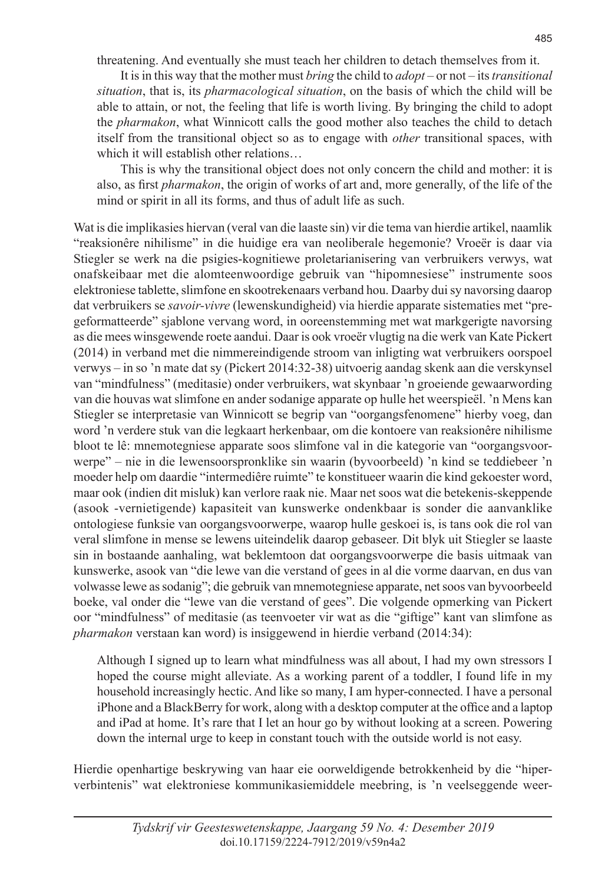threatening. And eventually she must teach her children to detach themselves from it.

It is in this way that the mother must *bring* the child to *adopt* – or not – its *transitional situation*, that is, its *pharmacological situation*, on the basis of which the child will be able to attain, or not, the feeling that life is worth living. By bringing the child to adopt the *pharmakon*, what Winnicott calls the good mother also teaches the child to detach itself from the transitional object so as to engage with *other* transitional spaces, with which it will establish other relations…

This is why the transitional object does not only concern the child and mother: it is also, as first *pharmakon*, the origin of works of art and, more generally, of the life of the mind or spirit in all its forms, and thus of adult life as such.

Wat is die implikasies hiervan (veral van die laaste sin) vir die tema van hierdie artikel, naamlik "reaksionêre nihilisme" in die huidige era van neoliberale hegemonie? Vroeër is daar via Stiegler se werk na die psigies-kognitiewe proletarianisering van verbruikers verwys, wat onafskeibaar met die alomteenwoordige gebruik van "hipomnesiese" instrumente soos elektroniese tablette, slimfone en skootrekenaars verband hou. Daarby dui sy navorsing daarop dat verbruikers se *savoir-vivre* (lewenskundigheid) via hierdie apparate sistematies met "pregeformatteerde" sjablone vervang word, in ooreenstemming met wat markgerigte navorsing as die mees winsgewende roete aandui. Daar is ook vroeër vlugtig na die werk van Kate Pickert (2014) in verband met die nimmereindigende stroom van inligting wat verbruikers oorspoel verwys – in so 'n mate dat sy (Pickert 2014:32-38) uitvoerig aandag skenk aan die verskynsel van "mindfulness" (meditasie) onder verbruikers, wat skynbaar 'n groeiende gewaarwording van die houvas wat slimfone en ander sodanige apparate op hulle het weerspieël. 'n Mens kan Stiegler se interpretasie van Winnicott se begrip van "oorgangsfenomene" hierby voeg, dan word 'n verdere stuk van die legkaart herkenbaar, om die kontoere van reaksionêre nihilisme bloot te lê: mnemotegniese apparate soos slimfone val in die kategorie van "oorgangsvoorwerpe" – nie in die lewensoorspronklike sin waarin (byvoorbeeld) 'n kind se teddiebeer 'n moeder help om daardie "intermediêre ruimte" te konstitueer waarin die kind gekoester word, maar ook (indien dit misluk) kan verlore raak nie. Maar net soos wat die betekenis-skeppende (asook -vernietigende) kapasiteit van kunswerke ondenkbaar is sonder die aanvanklike ontologiese funksie van oorgangsvoorwerpe, waarop hulle geskoei is, is tans ook die rol van veral slimfone in mense se lewens uiteindelik daarop gebaseer. Dit blyk uit Stiegler se laaste sin in bostaande aanhaling, wat beklemtoon dat oorgangsvoorwerpe die basis uitmaak van kunswerke, asook van "die lewe van die verstand of gees in al die vorme daarvan, en dus van volwasse lewe as sodanig"; die gebruik van mnemotegniese apparate, net soos van byvoorbeeld boeke, val onder die "lewe van die verstand of gees". Die volgende opmerking van Pickert oor "mindfulness" of meditasie (as teenvoeter vir wat as die "giftige" kant van slimfone as *pharmakon* verstaan kan word) is insiggewend in hierdie verband (2014:34):

> Although I signed up to learn what mindfulness was all about, I had my own stressors I hoped the course might alleviate. As a working parent of a toddler, I found life in my household increasingly hectic. And like so many, I am hyper-connected. I have a personal iPhone and a BlackBerry for work, along with a desktop computer at the office and a laptop and iPad at home. It's rare that I let an hour go by without looking at a screen. Powering down the internal urge to keep in constant touch with the outside world is not easy.

Hierdie openhartige beskrywing van haar eie oorweldigende betrokkenheid by die "hiperverbintenis" wat elektroniese kommunikasiemiddele meebring, is 'n veelseggende weer-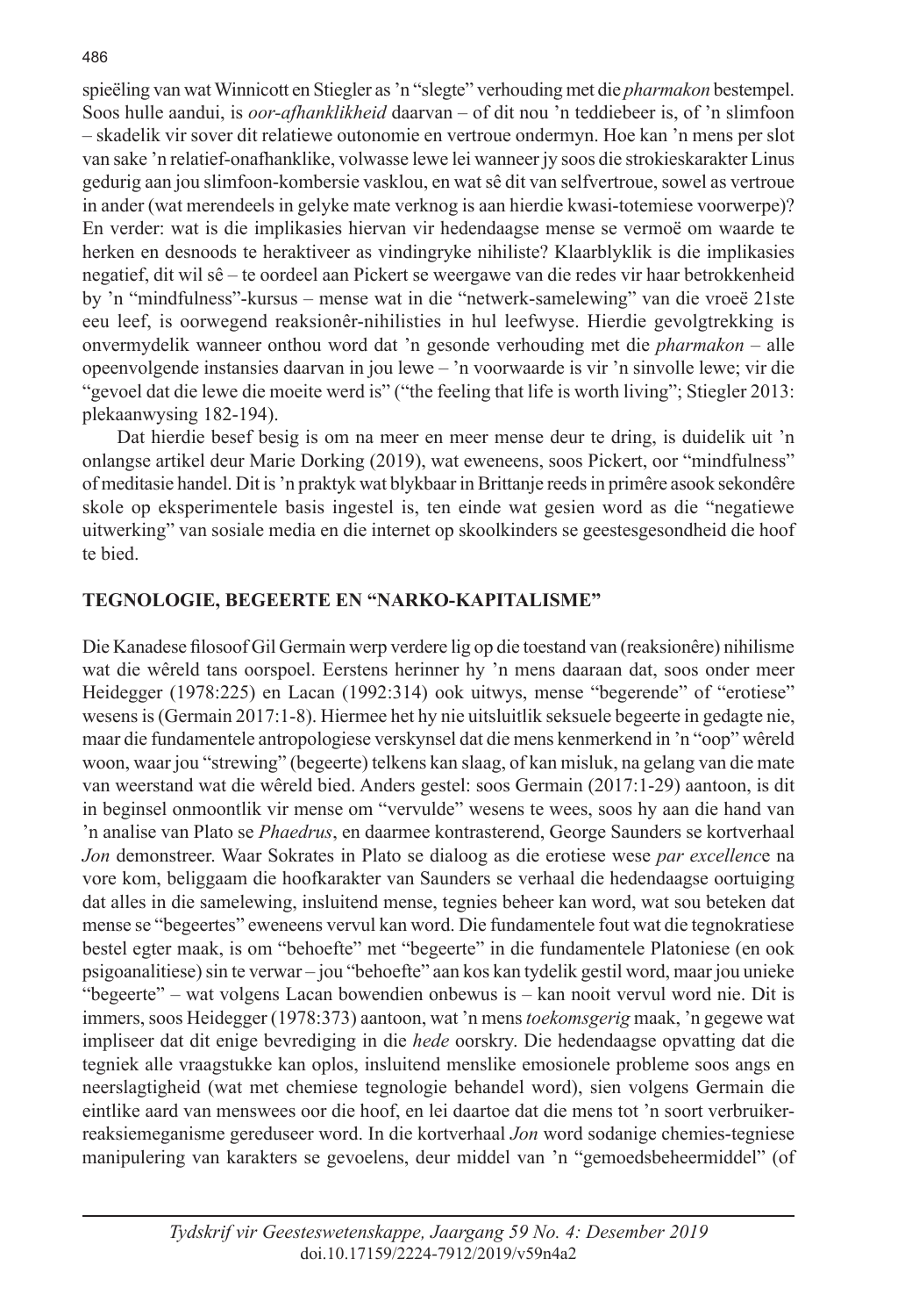spieëling van wat Winnicott en Stiegler as 'n "slegte" verhouding met die *pharmakon* bestempel. Soos hulle aandui, is *oor-afhanklikheid* daarvan – of dit nou 'n teddiebeer is, of 'n slimfoon – skadelik vir sover dit relatiewe outonomie en vertroue ondermyn. Hoe kan 'n mens per slot van sake 'n relatief-onafhanklike, volwasse lewe lei wanneer jy soos die strokieskarakter Linus gedurig aan jou slimfoon-kombersie vasklou, en wat sê dit van selfvertroue, sowel as vertroue in ander (wat merendeels in gelyke mate verknog is aan hierdie kwasi-totemiese voorwerpe)? En verder: wat is die implikasies hiervan vir hedendaagse mense se vermoë om waarde te herken en desnoods te heraktiveer as vindingryke nihiliste? Klaarblyklik is die implikasies negatief, dit wil sê – te oordeel aan Pickert se weergawe van die redes vir haar betrokkenheid by 'n "mindfulness"-kursus – mense wat in die "netwerk-samelewing" van die vroeë 21ste eeu leef, is oorwegend reaksionêr-nihilisties in hul leefwyse. Hierdie gevolgtrekking is onvermydelik wanneer onthou word dat 'n gesonde verhouding met die *pharmakon* – alle opeenvolgende instansies daarvan in jou lewe – 'n voorwaarde is vir 'n sinvolle lewe; vir die "gevoel dat die lewe die moeite werd is" ("the feeling that life is worth living"; Stiegler 2013: plekaanwysing 182-194).

Dat hierdie besef besig is om na meer en meer mense deur te dring, is duidelik uit 'n onlangse artikel deur Marie Dorking (2019), wat eweneens, soos Pickert, oor "mindfulness" of meditasie handel. Dit is 'n praktyk wat blykbaar in Brittanje reeds in primêre asook sekondêre skole op eksperimentele basis ingestel is, ten einde wat gesien word as die "negatiewe uitwerking" van sosiale media en die internet op skoolkinders se geestesgesondheid die hoof te bied.

## TEGNOLOGIE, BEGEERTE EN "NARKO-KAPITALISME"

Die Kanadese filosoof Gil Germain werp verdere lig op die toestand van (reaksionêre) nihilisme wat die wêreld tans oorspoel. Eerstens herinner hy 'n mens daaraan dat, soos onder meer Heidegger (1978:225) en Lacan (1992:314) ook uitwys, mense "begerende" of "erotiese" wesens is (Germain 2017:1-8). Hiermee het hy nie uitsluitlik seksuele begeerte in gedagte nie, maar die fundamentele antropologiese verskynsel dat die mens kenmerkend in 'n "oop" wêreld woon, waar jou "strewing" (begeerte) telkens kan slaag, of kan misluk, na gelang van die mate van weerstand wat die wêreld bied. Anders gestel: soos Germain (2017:1-29) aantoon, is dit in beginsel onmoontlik vir mense om "vervulde" wesens te wees, soos hy aan die hand van 'n analise van Plato se *Phaedrus*, en daarmee kontrasterend, George Saunders se kortverhaal *Jon* demonstreer. Waar Sokrates in Plato se dialoog as die erotiese wese *par excellence* na vore kom, beliggaam die hoofkarakter van Saunders se verhaal die hedendaagse oortuiging dat alles in die samelewing, insluitend mense, tegnies beheer kan word, wat sou beteken dat mense se "begeertes" eweneens vervul kan word. Die fundamentele fout wat die tegnokratiese bestel egter maak, is om "behoefte" met "begeerte" in die fundamentele Platoniese (en ook psigoanalitiese) sin te verwar – jou "behoefte" aan kos kan tydelik gestil word, maar jou unieke "begeerte" – wat volgens Lacan bowendien onbewus is – kan nooit vervul word nie. Dit is immers, soos Heidegger (1978:373) aantoon, wat 'n mens *toekomsgerig* maak, 'n gegewe wat impliseer dat dit enige bevrediging in die *hede* oorskry. Die hedendaagse opvatting dat die tegniek alle vraagstukke kan oplos, insluitend menslike emosionele probleme soos angs en neerslagtigheid (wat met chemiese tegnologie behandel word), sien volgens Germain die eintlike aard van menswees oor die hoof, en lei daartoe dat die mens tot 'n soort verbruiker-reaksiemeganisme gereduseer word. In die kortverhaal *Jon* word sodanige chemies-tegniese manipulering van karakters se gevoelens, deur middel van 'n "gemoedsbeheermiddel" (of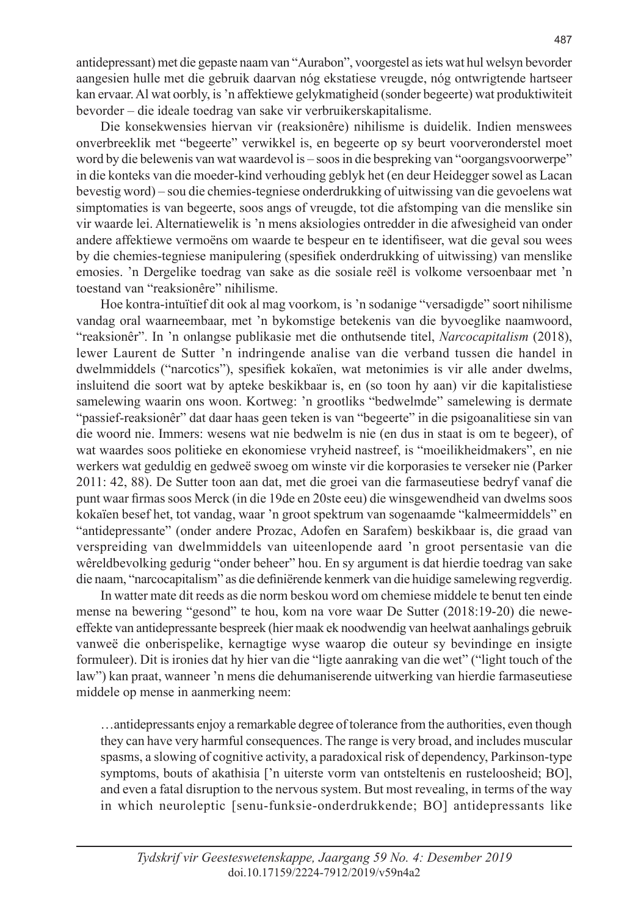antidepressant) met die gepaste naam van "Aurabon", voorgestel as iets wat hul welsyn bevorder aangesien hulle met die gebruik daarvan nóg ekstatiese vreugde, nóg ontwrigtende hartseer kan ervaar. Al wat oorbly, is 'n affektiewe gelykmatigheid (sonder begeerte) wat produktiwiteit bevorder – die ideale toedrag van sake vir verbruikerskapitalisme.

Die konsekwensies hiervan vir (reaksionêre) nihilisme is duidelik. Indien menswees onverbreeklik met "begeerte" verwikkel is, en begeerte op sy beurt voorveronderstel moet word by die belewenis van wat waardevol is – soos in die bespreking van "oorgangsvoorwerpe" in die konteks van die moeder-kind verhouding geblyk het (en deur Heidegger sowel as Lacan bevestig word) – sou die chemies-tegniese onderdrukking of uitwissing van die gevoelens wat simptomaties is van begeerte, soos angs of vreugde, tot die afstomping van die menslike sin vir waarde lei. Alternatiewelik is 'n mens aksiologies ontredder in die afwesigheid van onder andere affektiewe vermoëns om waarde te bespeur en te identifiseer, wat die geval sou wees by die chemies-tegniese manipulering (spesifiek onderdrukking of uitwissing) van menslike emosies. 'n Dergelike toedrag van sake as die sosiale reël is volkome versoenbaar met 'n toestand van "reaksionêre" nihilisme.

Hoe kontra-intuïtief dit ook al mag voorkom, is 'n sodanige "versadigde" soort nihilisme vandag oral waarneembaar, met 'n bykomstige betekenis van die byvoeglike naamwoord, "reaksionêr". In 'n onlangse publikasie met die onthutsende titel, *Narcocapitalism* (2018), lewer Laurent de Sutter 'n indringende analise van die verband tussen die handel in dwelmmiddels ("narcotics"), spesifiek kokaïen, wat metonimies is vir alle ander dwelms, insluitend die soort wat by apteke beskikbaar is, en (so toon hy aan) vir die kapitalistiese samelewing waarin ons woon. Kortweg: 'n grootliks "bedwelmde" samelewing is dermate "passief-reaksionêr" dat daar haas geen teken is van "begeerte" in die psigoanalitiese sin van die woord nie. Immers: wesens wat nie bedwelm is nie (en dus in staat is om te begeer), of wat waardes soos politieke en ekonomiese vryheid nastreef, is "moeilikheidmakers", en nie werkers wat geduldig en gedweë swoeg om winste vir die korporasies te verseker nie (Parker 2011: 42, 88). De Sutter toon aan dat, met die groei van die farmaseutiese bedryf vanaf die punt waar firmas soos Merck (in die 19de en 20ste eeu) die winsgewendheid van dwelms soos kokaïen besef het, tot vandag, waar 'n groot spektrum van sogenaamde "kalmeermiddels" en "antidepressante" (onder andere Prozac, Adofen en Sarafem) beskikbaar is, die graad van verspreiding van dwelmmiddels van uiteenlopende aard 'n groot persentasie van die wêreldbevolking gedurig "onder beheer" hou. En sy argument is dat hierdie toedrag van sake die naam, "narcocapitalism" as die definiërende kenmerk van die huidige samelewing regverdig.

In watter mate dit reeds as die norm beskou word om chemiese middele te benut ten einde mense na bewering "gesond" te hou, kom na vore waar De Sutter (2018:19-20) die newe-effekte van antidepressante bespreek (hier maak ek noodwendig van heelwat aanhalings gebruik vanweë die onberispelike, kernagtige wyse waarop die outeur sy bevindinge en insigte formuleer). Dit is ironies dat hy hier van die "ligte aanraking van die wet" ("light touch of the law") kan praat, wanneer 'n mens die dehumaniserende uitwerking van hierdie farmaseutiese middele op mense in aanmerking neem:

> …antidepressants enjoy a remarkable degree of tolerance from the authorities, even though they can have very harmful consequences. The range is very broad, and includes muscular spasms, a slowing of cognitive activity, a paradoxical risk of dependency, Parkinson-type symptoms, bouts of akathisia ['n uiterste vorm van ontsteltenis en rusteloosheid; BO], and even a fatal disruption to the nervous system. But most revealing, in terms of the way in which neuroleptic [senu-funksie-onderdrukkende; BO] antidepressants like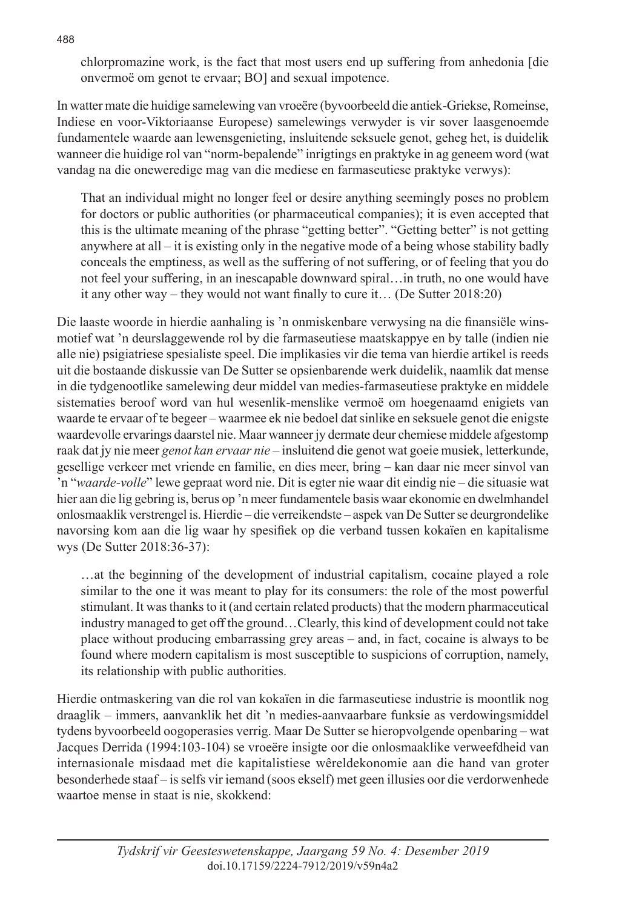chlorpromazine work, is the fact that most users end up suffering from anhedonia [die onvermoë om genot te ervaar; BO] and sexual impotence.

In watter mate die huidige samelewing van vroeëre (byvoorbeeld die antiek-Griekse, Romeinse, Indiese en voor-Viktoriaanse Europese) samelewings verwyder is vir sover laasgenoemde fundamentele waarde aan lewensgenieting, insluitende seksuele genot, geheg het, is duidelik wanneer die huidige rol van "norm-bepalende" inrigtings en praktyke in ag geneem word (wat vandag na die oneweredige mag van die mediese en farmaseutiese praktyke verwys):

> That an individual might no longer feel or desire anything seemingly poses no problem for doctors or public authorities (or pharmaceutical companies); it is even accepted that this is the ultimate meaning of the phrase "getting better". "Getting better" is not getting anywhere at all – it is existing only in the negative mode of a being whose stability badly conceals the emptiness, as well as the suffering of not suffering, or of feeling that you do not feel your suffering, in an inescapable downward spiral…in truth, no one would have it any other way – they would not want finally to cure it… (De Sutter 2018:20)

Die laaste woorde in hierdie aanhaling is 'n onmiskenbare verwysing na die finansiële winsmotief wat 'n deurslaggewende rol by die farmaseutiese maatskappye en by talle (indien nie alle nie) psigiatriese spesialiste speel. Die implikasies vir die tema van hierdie artikel is reeds uit die bostaande diskussie van De Sutter se opsienbarende werk duidelik, naamlik dat mense in die tydgenootlike samelewing deur middel van medies-farmaseutiese praktyke en middele sistematies beroof word van hul wesenlik-menslike vermoë om hoegenaamd enigiets van waarde te ervaar of te begeer – waarmee ek nie bedoel dat sinlike en seksuele genot die enigste waardevolle ervarings daarstel nie. Maar wanneer jy dermate deur chemiese middele afgestomp raak dat jy nie meer *genot kan ervaar nie* – insluitend die genot wat goeie musiek, letterkunde, gesellige verkeer met vriende en familie, en dies meer, bring – kan daar nie meer sinvol van 'n "*waarde-volle*" lewe gepraat word nie. Dit is egter nie waar dit eindig nie – die situasie wat hier aan die lig gebring is, berus op 'n meer fundamentele basis waar ekonomie en dwelmhandel onlosmaaklik verstrengel is. Hierdie – die verreikendste – aspek van De Sutter se deurgrondelike navorsing kom aan die lig waar hy spesifiek op die verband tussen kokaïen en kapitalisme wys (De Sutter 2018:36-37):

> …at the beginning of the development of industrial capitalism, cocaine played a role similar to the one it was meant to play for its consumers: the role of the most powerful stimulant. It was thanks to it (and certain related products) that the modern pharmaceutical industry managed to get off the ground…Clearly, this kind of development could not take place without producing embarrassing grey areas – and, in fact, cocaine is always to be found where modern capitalism is most susceptible to suspicions of corruption, namely, its relationship with public authorities.

Hierdie ontmaskering van die rol van kokaïen in die farmaseutiese industrie is moontlik nog draaglik – immers, aanvanklik het dit 'n medies-aanvaarbare funksie as verdowingsmiddel tydens byvoorbeeld oogoperasies verrig. Maar De Sutter se hieropvolgende openbaring – wat Jacques Derrida (1994:103-104) se vroeëre insigte oor die onlosmaaklike verweefdheid van internasionale misdaad met die kapitalistiese wêreldekonomie aan die hand van groter besonderhede staaf – is selfs vir iemand (soos ekself) met geen illusies oor die verdorwenhede waartoe mense in staat is nie, skokkend: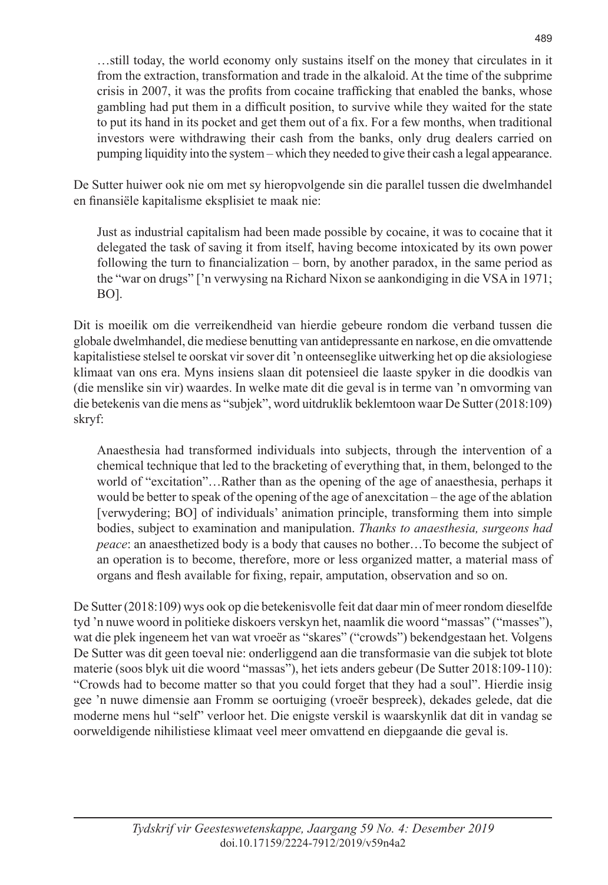> …still today, the world economy only sustains itself on the money that circulates in it from the extraction, transformation and trade in the alkaloid. At the time of the subprime crisis in 2007, it was the profits from cocaine trafficking that enabled the banks, whose gambling had put them in a difficult position, to survive while they waited for the state to put its hand in its pocket and get them out of a fix. For a few months, when traditional investors were withdrawing their cash from the banks, only drug dealers carried on pumping liquidity into the system – which they needed to give their cash a legal appearance.

De Sutter huiwer ook nie om met sy hieropvolgende sin die parallel tussen die dwelmhandel en finansiële kapitalisme eksplisiet te maak nie:

> Just as industrial capitalism had been made possible by cocaine, it was to cocaine that it delegated the task of saving it from itself, having become intoxicated by its own power following the turn to financialization – born, by another paradox, in the same period as the "war on drugs" ['n verwysing na Richard Nixon se aankondiging in die VSA in 1971; BO].

Dit is moeilik om die verreikendheid van hierdie gebeure rondom die verband tussen die globale dwelmhandel, die mediese benutting van antidepressante en narkose, en die omvattende kapitalistiese stelsel te oorskat vir sover dit 'n onteenseglike uitwerking het op die aksiologiese klimaat van ons era. Myns insiens slaan dit potensieel die laaste spyker in die doodkis van (die menslike sin vir) waardes. In welke mate dit die geval is in terme van 'n omvorming van die betekenis van die mens as "subjek", word uitdruklik beklemtoon waar De Sutter (2018:109) skryf:

> Anaesthesia had transformed individuals into subjects, through the intervention of a chemical technique that led to the bracketing of everything that, in them, belonged to the world of "excitation"…Rather than as the opening of the age of anaesthesia, perhaps it would be better to speak of the opening of the age of anexcitation – the age of the ablation [verwydering; BO] of individuals' animation principle, transforming them into simple bodies, subject to examination and manipulation. *Thanks to anaesthesia, surgeons had peace*: an anaesthetized body is a body that causes no bother…To become the subject of an operation is to become, therefore, more or less organized matter, a material mass of organs and flesh available for fixing, repair, amputation, observation and so on.

De Sutter (2018:109) wys ook op die betekenisvolle feit dat daar min of meer rondom dieselfde tyd 'n nuwe woord in politieke diskoers verskyn het, naamlik die woord "massas" ("masses"), wat die plek ingeneem het van wat vroeër as "skares" ("crowds") bekendgestaan het. Volgens De Sutter was dit geen toeval nie: onderliggend aan die transformasie van die subjek tot blote materie (soos blyk uit die woord "massas"), het iets anders gebeur (De Sutter 2018:109-110): "Crowds had to become matter so that you could forget that they had a soul". Hierdie insig gee 'n nuwe dimensie aan Fromm se oortuiging (vroeër bespreek), dekades gelede, dat die moderne mens hul "self" verloor het. Die enigste verskil is waarskynlik dat dit in vandag se oorweldigende nihilistiese klimaat veel meer omvattend en diepgaande die geval is.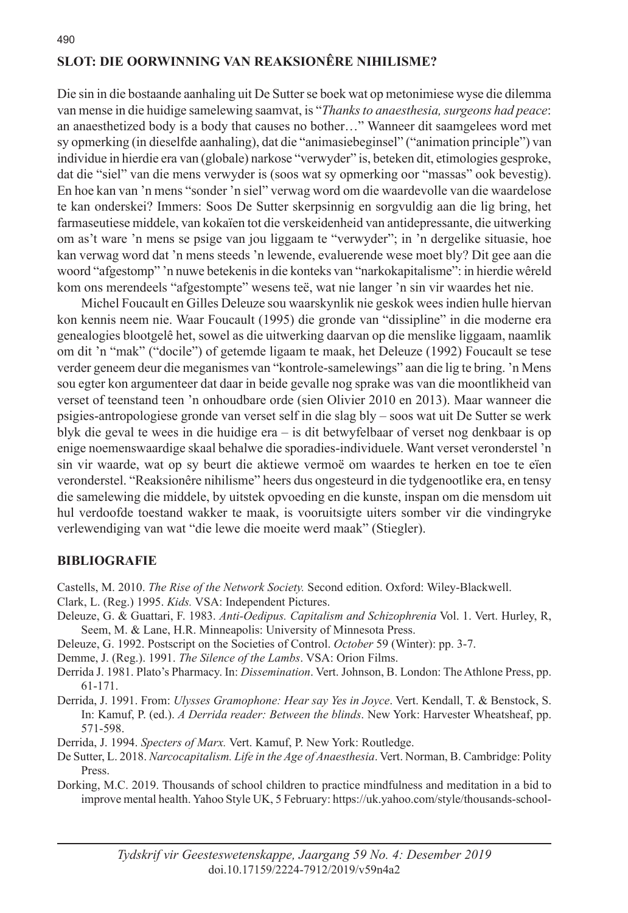## SLOT: DIE OORWINNING VAN REAKSIONÊRE NIHILISME?

Die sin in die bostaande aanhaling uit De Sutter se boek wat op metonimiese wyse die dilemma van mense in die huidige samelewing saamvat, is "*Thanks to anaesthesia, surgeons had peace*: an anaesthetized body is a body that causes no bother…" Wanneer dit saamgelees word met sy opmerking (in dieselfde aanhaling), dat die "animasiebeginsel" ("animation principle") van individue in hierdie era van (globale) narkose "verwyder" is, beteken dit, etimologies gesproke, dat die "siel" van die mens verwyder is (soos wat sy opmerking oor "massas" ook bevestig). En hoe kan van 'n mens "sonder 'n siel" verwag word om die waardevolle van die waardelose te kan onderskei? Immers: Soos De Sutter skerpsinnig en sorgvuldig aan die lig bring, het farmaseutiese middele, van kokaïen tot die verskeidenheid van antidepressante, die uitwerking om as't ware 'n mens se psige van jou liggaam te "verwyder"; in 'n dergelike situasie, hoe kan verwag word dat 'n mens steeds 'n lewende, evaluerende wese moet bly? Dit gee aan die woord "afgestomp" 'n nuwe betekenis in die konteks van "narkokapitalisme": in hierdie wêreld kom ons merendeels "afgestompte" wesens teë, wat nie langer 'n sin vir waardes het nie.

Michel Foucault en Gilles Deleuze sou waarskynlik nie geskok wees indien hulle hiervan kon kennis neem nie. Waar Foucault (1995) die gronde van "dissipline" in die moderne era genealogies blootgelê het, sowel as die uitwerking daarvan op die menslike liggaam, naamlik om dit 'n "mak" ("docile") of getemde ligaam te maak, het Deleuze (1992) Foucault se tese verder geneem deur die meganismes van "kontrole-samelewings" aan die lig te bring. 'n Mens sou egter kon argumenteer dat daar in beide gevalle nog sprake was van die moontlikheid van verset of teenstand teen 'n onhoudbare orde (sien Olivier 2010 en 2013). Maar wanneer die psigies-antropologiese gronde van verset self in die slag bly – soos wat uit De Sutter se werk blyk die geval te wees in die huidige era – is dit betwyfelbaar of verset nog denkbaar is op enige noemenswaardige skaal behalwe die sporadies-individuele. Want verset veronderstel 'n sin vir waarde, wat op sy beurt die aktiewe vermoë om waardes te herken en toe te eïen veronderstel. "Reaksionêre nihilisme" heers dus ongesteurd in die tydgenootlike era, en tensy die samelewing die middele, by uitstek opvoeding en die kunste, inspan om die mensdom uit hul verdoofde toestand wakker te maak, is vooruitsigte uiters somber vir die vindingryke verlewendiging van wat "die lewe die moeite werd maak" (Stiegler).

## BIBLIOGRAFIE

Castells, M. 2010. *The Rise of the Network Society.* Second edition. Oxford: Wiley-Blackwell.

Clark, L. (Reg.) 1995. *Kids.* VSA: Independent Pictures.

Deleuze, G. & Guattari, F. 1983. *Anti-Oedipus. Capitalism and Schizophrenia* Vol. 1. Vert. Hurley, R, Seem, M. & Lane, H.R. Minneapolis: University of Minnesota Press.

Deleuze, G. 1992. Postscript on the Societies of Control. *October* 59 (Winter): pp. 3-7.

Demme, J. (Reg.). 1991. *The Silence of the Lambs*. VSA: Orion Films.

Derrida J. 1981. Plato's Pharmacy. In: *Dissemination*. Vert. Johnson, B. London: The Athlone Press, pp. 61-171.

Derrida, J. 1991. From: *Ulysses Gramophone: Hear say Yes in Joyce*. Vert. Kendall, T. & Benstock, S. In: Kamuf, P. (ed.). *A Derrida reader: Between the blinds*. New York: Harvester Wheatsheaf, pp. 571-598.

Derrida, J. 1994. *Specters of Marx.* Vert. Kamuf, P. New York: Routledge.

De Sutter, L. 2018. *Narcocapitalism. Life in the Age of Anaesthesia*. Vert. Norman, B. Cambridge: Polity Press.

Dorking, M.C. 2019. Thousands of school children to practice mindfulness and meditation in a bid to improve mental health. Yahoo Style UK, 5 February: https://uk.yahoo.com/style/thousands-school-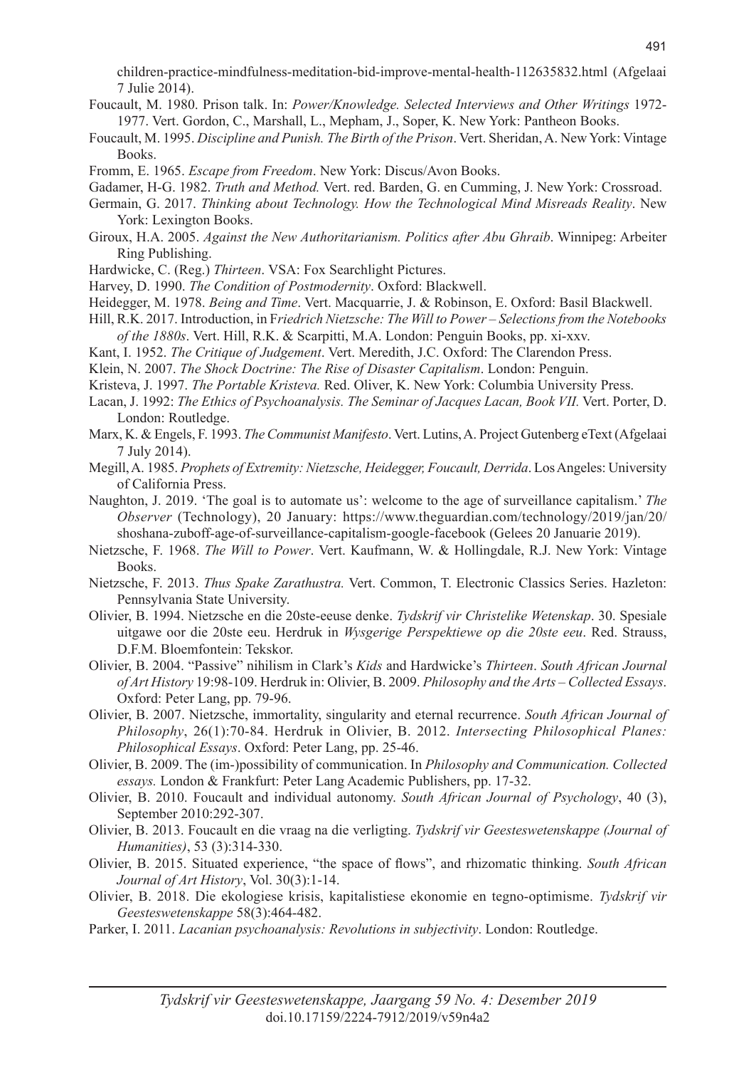children-practice-mindfulness-meditation-bid-improve-mental-health-112635832.html (Afgelaai 7 Julie 2014).

Foucault, M. 1980. Prison talk. In: *Power/Knowledge. Selected Interviews and Other Writings* 1972-1977. Vert. Gordon, C., Marshall, L., Mepham, J., Soper, K. New York: Pantheon Books.

Foucault, M. 1995. *Discipline and Punish. The Birth of the Prison*. Vert. Sheridan, A. New York: Vintage Books.

Fromm, E. 1965. *Escape from Freedom*. New York: Discus/Avon Books.

Gadamer, H-G. 1982. *Truth and Method.* Vert. red. Barden, G. en Cumming, J. New York: Crossroad.

Germain, G. 2017. *Thinking about Technology. How the Technological Mind Misreads Reality*. New York: Lexington Books.

Giroux, H.A. 2005. *Against the New Authoritarianism. Politics after Abu Ghraib*. Winnipeg: Arbeiter Ring Publishing.

Hardwicke, C. (Reg.) *Thirteen*. VSA: Fox Searchlight Pictures.

Harvey, D. 1990. *The Condition of Postmodernity*. Oxford: Blackwell.

Heidegger, M. 1978. *Being and Time*. Vert. Macquarrie, J. & Robinson, E. Oxford: Basil Blackwell.

Hill, R.K. 2017. Introduction, in F*riedrich Nietzsche: The Will to Power – Selections from the Notebooks of the 1880s*. Vert. Hill, R.K. & Scarpitti, M.A. London: Penguin Books, pp. xi-xxv.

Kant, I. 1952. *The Critique of Judgement*. Vert. Meredith, J.C. Oxford: The Clarendon Press.

Klein, N. 2007. *The Shock Doctrine: The Rise of Disaster Capitalism*. London: Penguin.

Kristeva, J. 1997. *The Portable Kristeva.* Red. Oliver, K. New York: Columbia University Press.

Lacan, J. 1992: *The Ethics of Psychoanalysis. The Seminar of Jacques Lacan, Book VII.* Vert. Porter, D. London: Routledge.

Marx, K. & Engels, F. 1993. *The Communist Manifesto*. Vert. Lutins, A. Project Gutenberg eText (Afgelaai 7 July 2014).

Megill, A. 1985. *Prophets of Extremity: Nietzsche, Heidegger, Foucault, Derrida*. Los Angeles: University of California Press.

Naughton, J. 2019. 'The goal is to automate us': welcome to the age of surveillance capitalism.' *The Observer* (Technology), 20 January: https://www.theguardian.com/technology/2019/jan/20/shoshana-zuboff-age-of-surveillance-capitalism-google-facebook (Gelees 20 Januarie 2019).

Nietzsche, F. 1968. *The Will to Power*. Vert. Kaufmann, W. & Hollingdale, R.J. New York: Vintage Books.

Nietzsche, F. 2013. *Thus Spake Zarathustra.* Vert. Common, T. Electronic Classics Series. Hazleton: Pennsylvania State University.

Olivier, B. 1994. Nietzsche en die 20ste-eeuse denke. *Tydskrif vir Christelike Wetenskap*. 30. Spesiale uitgawe oor die 20ste eeu. Herdruk in *Wysgerige Perspektiewe op die 20ste eeu*. Red. Strauss, D.F.M. Bloemfontein: Tekskor.

Olivier, B. 2004. "Passive" nihilism in Clark's *Kids* and Hardwicke's *Thirteen*. *South African Journal of Art History* 19:98-109. Herdruk in: Olivier, B. 2009. *Philosophy and the Arts – Collected Essays*. Oxford: Peter Lang, pp. 79-96.

Olivier, B. 2007. Nietzsche, immortality, singularity and eternal recurrence. *South African Journal of Philosophy*, 26(1):70-84. Herdruk in Olivier, B. 2012. *Intersecting Philosophical Planes: Philosophical Essays*. Oxford: Peter Lang, pp. 25-46.

Olivier, B. 2009. The (im-)possibility of communication. In *Philosophy and Communication. Collected essays.* London & Frankfurt: Peter Lang Academic Publishers, pp. 17-32.

Olivier, B. 2010. Foucault and individual autonomy. *South African Journal of Psychology*, 40 (3), September 2010:292-307.

Olivier, B. 2013. Foucault en die vraag na die verligting. *Tydskrif vir Geesteswetenskappe (Journal of Humanities)*, 53 (3):314-330.

Olivier, B. 2015. Situated experience, "the space of flows", and rhizomatic thinking. *South African Journal of Art History*, Vol. 30(3):1-14.

Olivier, B. 2018. Die ekologiese krisis, kapitalistiese ekonomie en tegno-optimisme. *Tydskrif vir Geesteswetenskappe* 58(3):464-482.

Parker, I. 2011. *Lacanian psychoanalysis: Revolutions in subjectivity*. London: Routledge.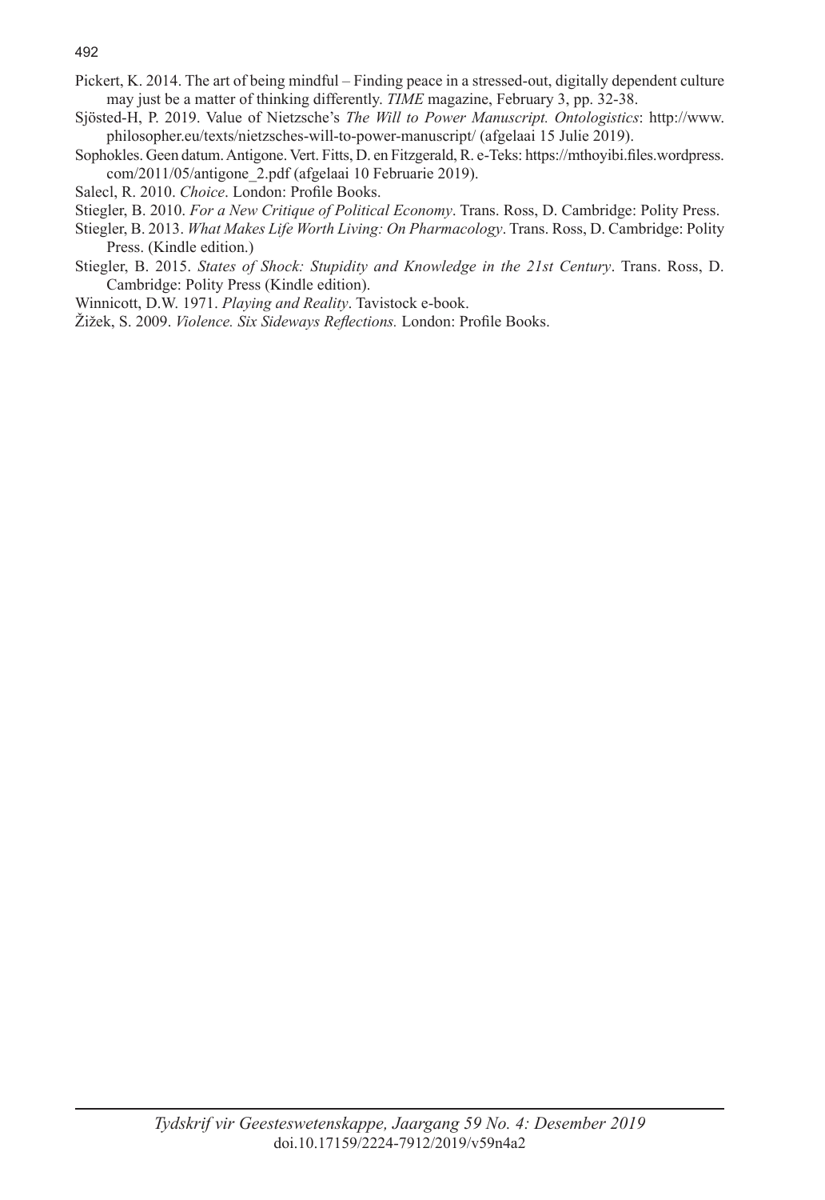Pickert, K. 2014. The art of being mindful – Finding peace in a stressed-out, digitally dependent culture may just be a matter of thinking differently. *TIME* magazine, February 3, pp. 32-38.

Sjösted-H, P. 2019. Value of Nietzsche's *The Will to Power Manuscript. Ontologistics*: http://www.philosopher.eu/texts/nietzsches-will-to-power-manuscript/ (afgelaai 15 Julie 2019).

Sophokles. Geen datum. Antigone. Vert. Fitts, D. en Fitzgerald, R. e-Teks: https://mthoyibi.files.wordpress.com/2011/05/antigone_2.pdf (afgelaai 10 Februarie 2019).

Salecl, R. 2010. *Choice*. London: Profile Books.

Stiegler, B. 2010. *For a New Critique of Political Economy*. Trans. Ross, D. Cambridge: Polity Press.

Stiegler, B. 2013. *What Makes Life Worth Living: On Pharmacology*. Trans. Ross, D. Cambridge: Polity Press. (Kindle edition.)

Stiegler, B. 2015. *States of Shock: Stupidity and Knowledge in the 21st Century*. Trans. Ross, D. Cambridge: Polity Press (Kindle edition).

Winnicott, D.W. 1971. *Playing and Reality*. Tavistock e-book.

Žižek, S. 2009. *Violence. Six Sideways Reflections.* London: Profile Books.